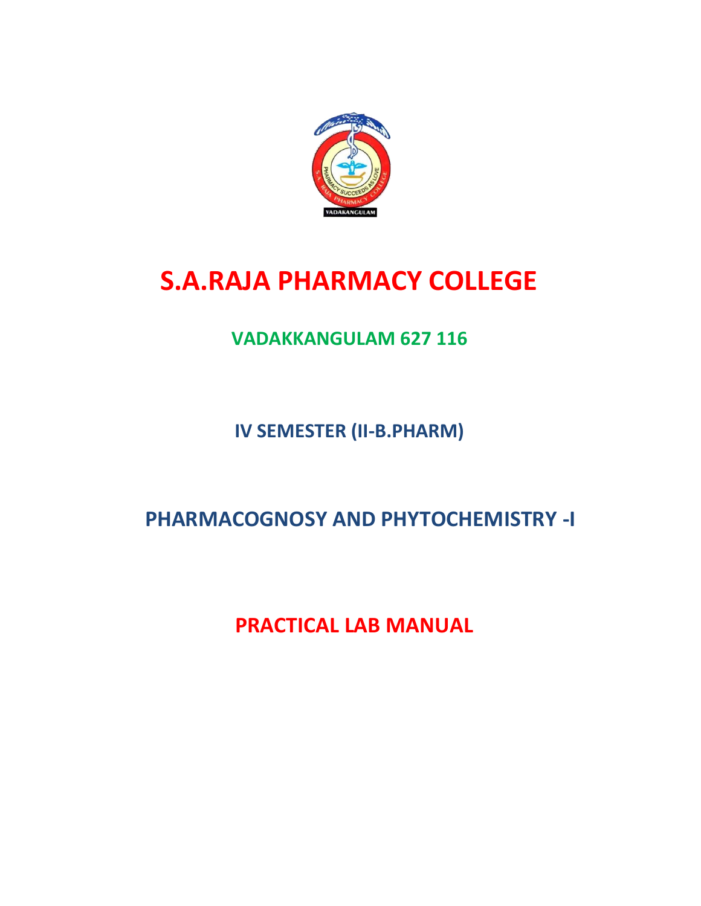# S.A.RAJA PHARMACY COLLEGE

## VADAKKANGULAM 627 116

## IV SEMESTER (II-B.PHARM)

## PHARMACOGNOSY AND PHYTOCHEMISTRY -I

## PRACTICAL LAB MANUAL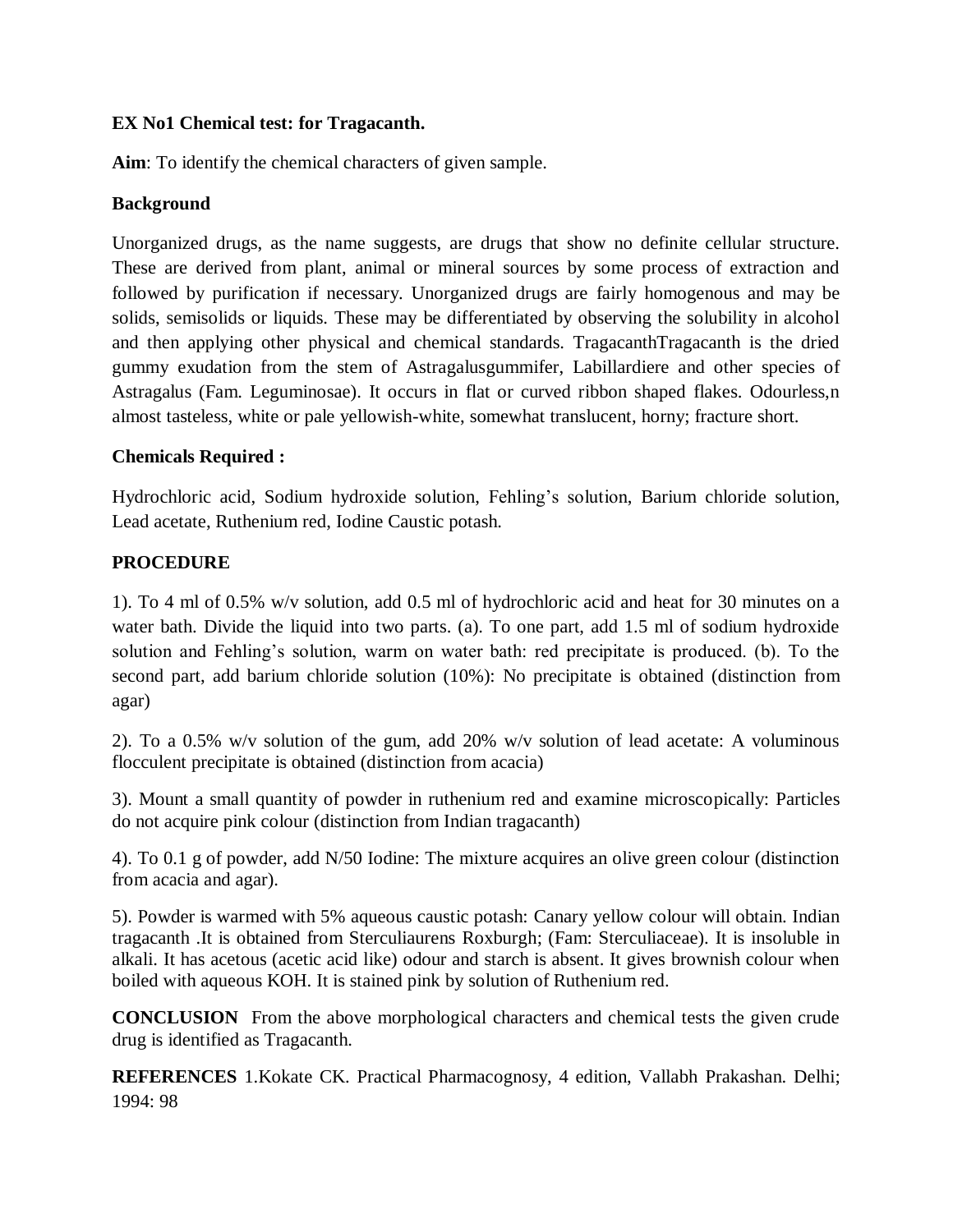**EX No1 Chemical test: for Tragacanth.**

**Aim**: To identify the chemical characters of given sample.

**Background**

Unorganized drugs, as the name suggests, are drugs that show no definite cellular structure. These are derived from plant, animal or mineral sources by some process of extraction and followed by purification if necessary. Unorganized drugs are fairly homogenous and may be solids, semisolids or liquids. These may be differentiated by observing the solubility in alcohol and then applying other physical and chemical standards. TragacanthTragacanth is the dried gummy exudation from the stem of Astragalusgummifer, Labillardiere and other species of Astragalus (Fam. Leguminosae). It occurs in flat or curved ribbon shaped flakes. Odourless,n almost tasteless, white or pale yellowish-white, somewhat translucent, horny; fracture short.

**Chemicals Required :**

Hydrochloric acid, Sodium hydroxide solution, Fehling's solution, Barium chloride solution, Lead acetate, Ruthenium red, Iodine Caustic potash.

**PROCEDURE**

1). To 4 ml of 0.5% w/v solution, add 0.5 ml of hydrochloric acid and heat for 30 minutes on a water bath. Divide the liquid into two parts. (a). To one part, add 1.5 ml of sodium hydroxide solution and Fehling's solution, warm on water bath: red precipitate is produced. (b). To the second part, add barium chloride solution (10%): No precipitate is obtained (distinction from agar)

2). To a 0.5% w/v solution of the gum, add 20% w/v solution of lead acetate: A voluminous flocculent precipitate is obtained (distinction from acacia)

3). Mount a small quantity of powder in ruthenium red and examine microscopically: Particles do not acquire pink colour (distinction from Indian tragacanth)

4). To 0.1 g of powder, add N/50 Iodine: The mixture acquires an olive green colour (distinction from acacia and agar).

5). Powder is warmed with 5% aqueous caustic potash: Canary yellow colour will obtain. Indian tragacanth .It is obtained from Sterculiaurens Roxburgh; (Fam: Sterculiaceae). It is insoluble in alkali. It has acetous (acetic acid like) odour and starch is absent. It gives brownish colour when boiled with aqueous KOH. It is stained pink by solution of Ruthenium red.

**CONCLUSION** From the above morphological characters and chemical tests the given crude drug is identified as Tragacanth.

**REFERENCES** 1.Kokate CK. Practical Pharmacognosy, 4 edition, Vallabh Prakashan. Delhi; 1994: 98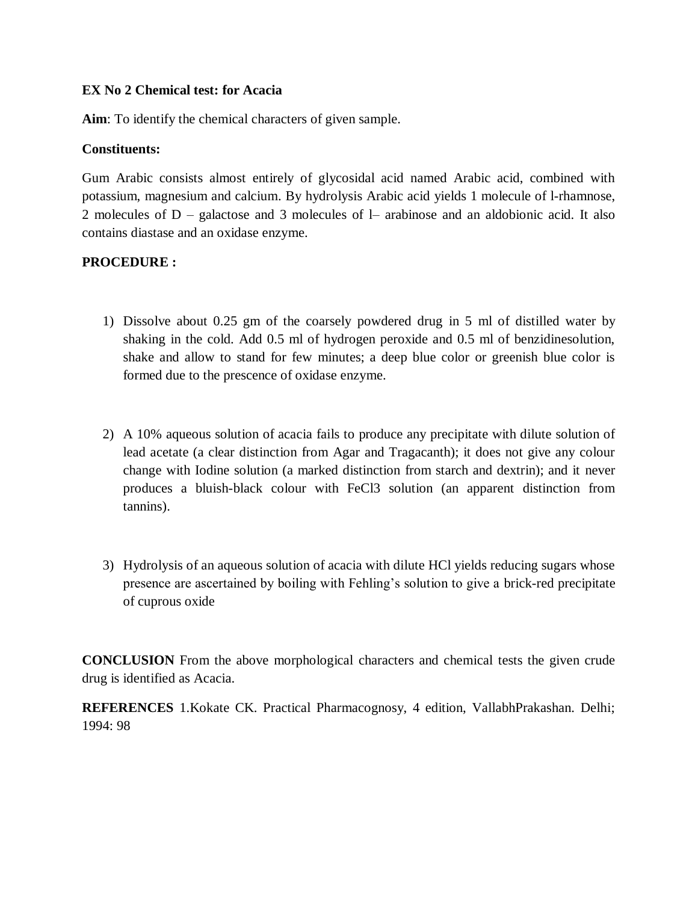**EX No 2 Chemical test: for Acacia**

**Aim**: To identify the chemical characters of given sample.

**Constituents:**

Gum Arabic consists almost entirely of glycosidal acid named Arabic acid, combined with potassium, magnesium and calcium. By hydrolysis Arabic acid yields 1 molecule of l-rhamnose, 2 molecules of D – galactose and 3 molecules of l– arabinose and an aldobionic acid. It also contains diastase and an oxidase enzyme.

**PROCEDURE :**

1) Dissolve about 0.25 gm of the coarsely powdered drug in 5 ml of distilled water by shaking in the cold. Add 0.5 ml of hydrogen peroxide and 0.5 ml of benzidinesolution, shake and allow to stand for few minutes; a deep blue color or greenish blue color is formed due to the prescence of oxidase enzyme.

2) A 10% aqueous solution of acacia fails to produce any precipitate with dilute solution of lead acetate (a clear distinction from Agar and Tragacanth); it does not give any colour change with Iodine solution (a marked distinction from starch and dextrin); and it never produces a bluish-black colour with $FeCl_3$ solution (an apparent distinction from tannins).

3) Hydrolysis of an aqueous solution of acacia with dilute HCl yields reducing sugars whose presence are ascertained by boiling with Fehling's solution to give a brick-red precipitate of cuprous oxide

**CONCLUSION** From the above morphological characters and chemical tests the given crude drug is identified as Acacia.

**REFERENCES** 1.Kokate CK. Practical Pharmacognosy, 4 edition, VallabhPrakashan. Delhi; 1994: 98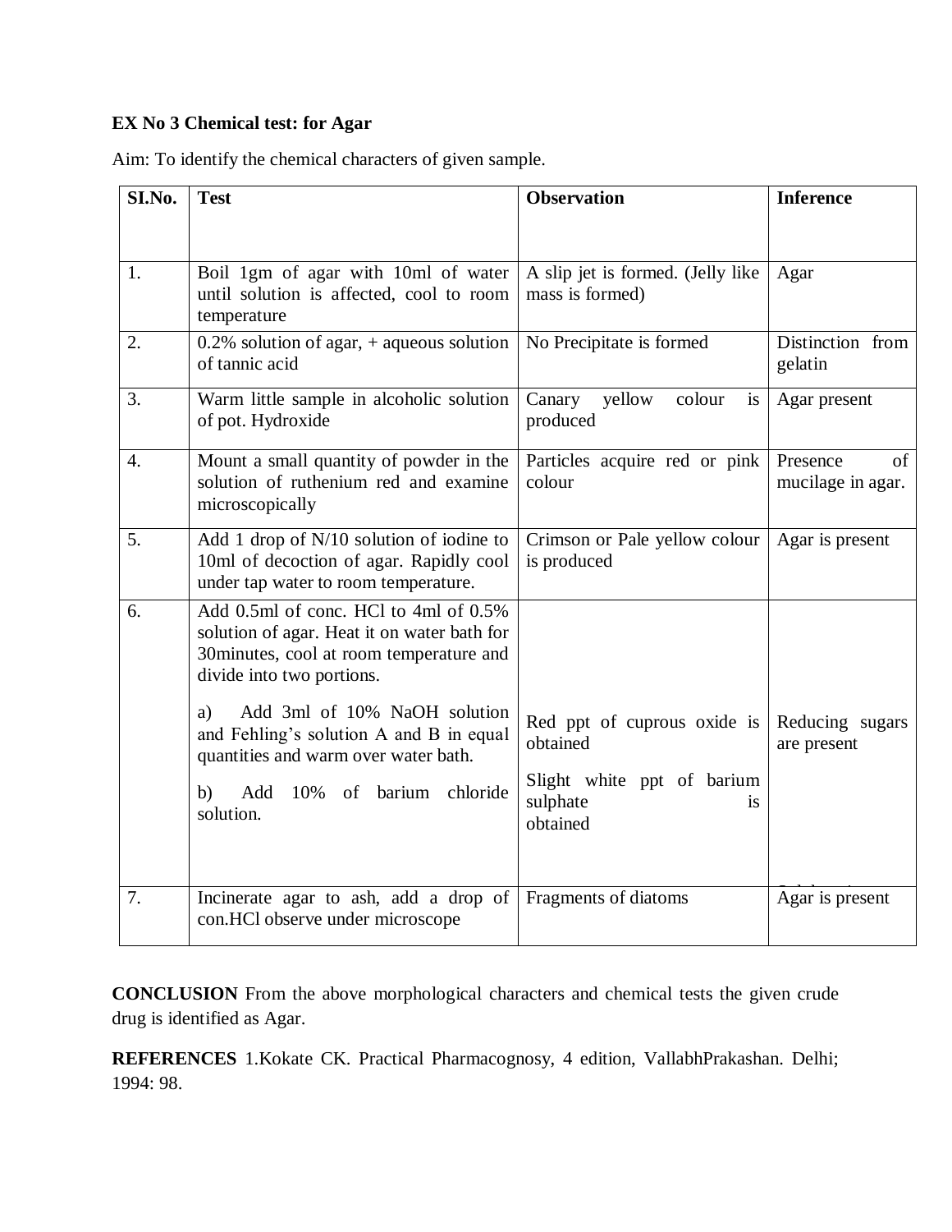**EX No 3 Chemical test: for Agar**

Aim: To identify the chemical characters of given sample.

| SI.No. | Test | Observation | Inference |
|---|---|---|---|
| 1. | Boil 1gm of agar with 10ml of water until solution is affected, cool to room temperature | A slip jet is formed. (Jelly like mass is formed) | Agar |
| 2. | 0.2% solution of agar, + aqueous solution of tannic acid | No Precipitate is formed | Distinction from gelatin |
| 3. | Warm little sample in alcoholic solution of pot. Hydroxide | Canary yellow colour is produced | Agar present |
| 4. | Mount a small quantity of powder in the solution of ruthenium red and examine microscopically | Particles acquire red or pink colour | Presence of mucilage in agar. |
| 5. | Add 1 drop of N/10 solution of iodine to 10ml of decoction of agar. Rapidly cool under tap water to room temperature. | Crimson or Pale yellow colour is produced | Agar is present |
| 6. | Add 0.5ml of conc. HCl to 4ml of 0.5% solution of agar. Heat it on water bath for 30minutes, cool at room temperature and divide into two portions.<br>a) Add 3ml of 10% NaOH solution and Fehling's solution A and B in equal quantities and warm over water bath.<br>b) Add 10% of barium chloride solution. | Red ppt of cuprous oxide is obtained<br>Slight white ppt of barium sulphate is obtained | Reducing sugars are present |
| 7. | Incinerate agar to ash, add a drop of con.HCl observe under microscope | Fragments of diatoms | Agar is present |

**CONCLUSION** From the above morphological characters and chemical tests the given crude drug is identified as Agar.

**REFERENCES** 1.Kokate CK. Practical Pharmacognosy, 4 edition, VallabhPrakashan. Delhi; 1994: 98.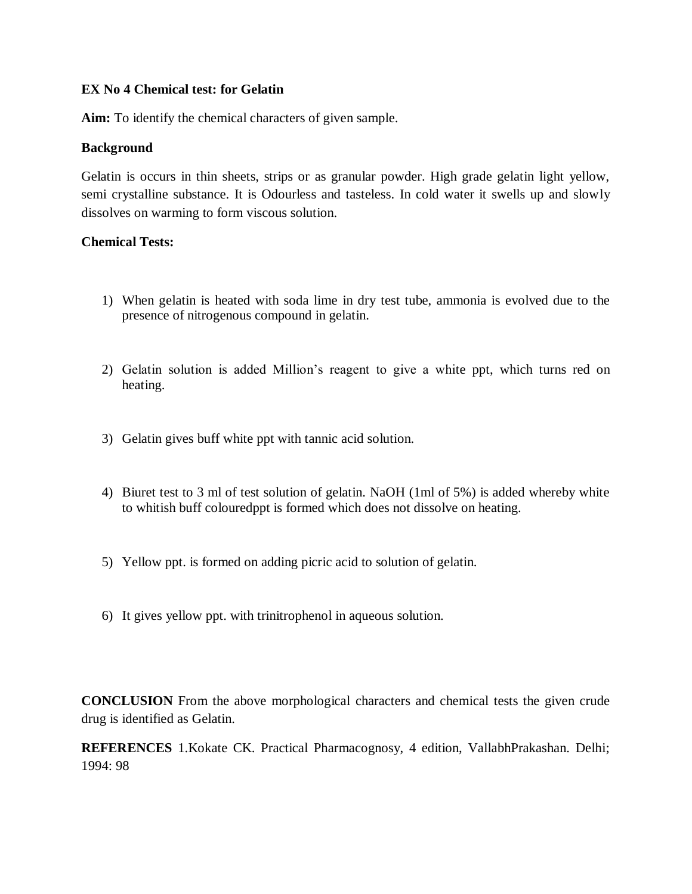**EX No 4 Chemical test: for Gelatin**

**Aim:** To identify the chemical characters of given sample.

**Background**

Gelatin is occurs in thin sheets, strips or as granular powder. High grade gelatin light yellow, semi crystalline substance. It is Odourless and tasteless. In cold water it swells up and slowly dissolves on warming to form viscous solution.

**Chemical Tests:**

1) When gelatin is heated with soda lime in dry test tube, ammonia is evolved due to the presence of nitrogenous compound in gelatin.

2) Gelatin solution is added Million's reagent to give a white ppt, which turns red on heating.

3) Gelatin gives buff white ppt with tannic acid solution.

4) Biuret test to 3 ml of test solution of gelatin. NaOH (1ml of 5%) is added whereby white to whitish buff colouredppt is formed which does not dissolve on heating.

5) Yellow ppt. is formed on adding picric acid to solution of gelatin.

6) It gives yellow ppt. with trinitrophenol in aqueous solution.

**CONCLUSION** From the above morphological characters and chemical tests the given crude drug is identified as Gelatin.

**REFERENCES** 1.Kokate CK. Practical Pharmacognosy, 4 edition, VallabhPrakashan. Delhi; 1994: 98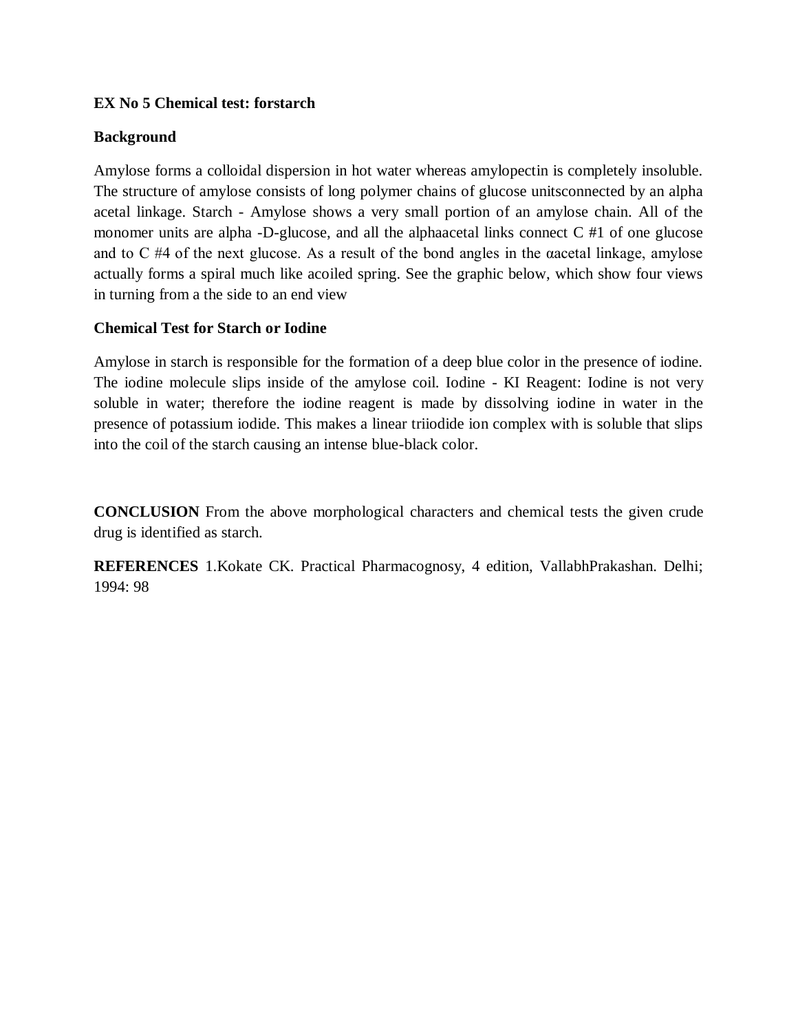**EX No 5 Chemical test: forstarch**

**Background**

Amylose forms a colloidal dispersion in hot water whereas amylopectin is completely insoluble. The structure of amylose consists of long polymer chains of glucose unitsconnected by an alpha acetal linkage. Starch - Amylose shows a very small portion of an amylose chain. All of the monomer units are alpha -D-glucose, and all the alphaacetal links connect C #1 of one glucose and to C #4 of the next glucose. As a result of the bond angles in the αacetal linkage, amylose actually forms a spiral much like acoiled spring. See the graphic below, which show four views in turning from a the side to an end view

**Chemical Test for Starch or Iodine**

Amylose in starch is responsible for the formation of a deep blue color in the presence of iodine. The iodine molecule slips inside of the amylose coil. Iodine - KI Reagent: Iodine is not very soluble in water; therefore the iodine reagent is made by dissolving iodine in water in the presence of potassium iodide. This makes a linear triiodide ion complex with is soluble that slips into the coil of the starch causing an intense blue-black color.

**CONCLUSION** From the above morphological characters and chemical tests the given crude drug is identified as starch.

**REFERENCES** 1.Kokate CK. Practical Pharmacognosy, 4 edition, VallabhPrakashan. Delhi; 1994: 98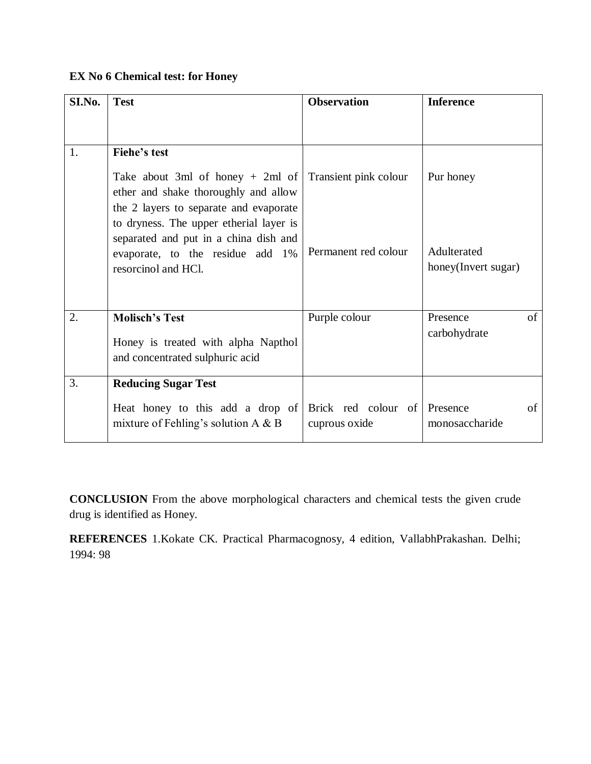**EX No 6 Chemical test: for Honey**

| SI.No. | Test | Observation | Inference |
|---|---|---|---|
| 1. | **Fiehe's test**<br><br>Take about 3ml of honey + 2ml of ether and shake thoroughly and allow the 2 layers to separate and evaporate to dryness. The upper etherial layer is separated and put in a china dish and evaporate, to the residue add 1% resorcinol and HCl. | Transient pink colour<br><br>Permanent red colour | Pur honey<br><br>Adulterated honey(Invert sugar) |
| 2. | **Molisch's Test**<br><br>Honey is treated with alpha Napthol and concentrated sulphuric acid | Purple colour | Presence of carbohydrate |
| 3. | **Reducing Sugar Test**<br><br>Heat honey to this add a drop of mixture of Fehling's solution A & B | Brick red colour of cuprous oxide | Presence of monosaccharide |

**CONCLUSION** From the above morphological characters and chemical tests the given crude drug is identified as Honey.

**REFERENCES** 1.Kokate CK. Practical Pharmacognosy, 4 edition, VallabhPrakashan. Delhi; 1994: 98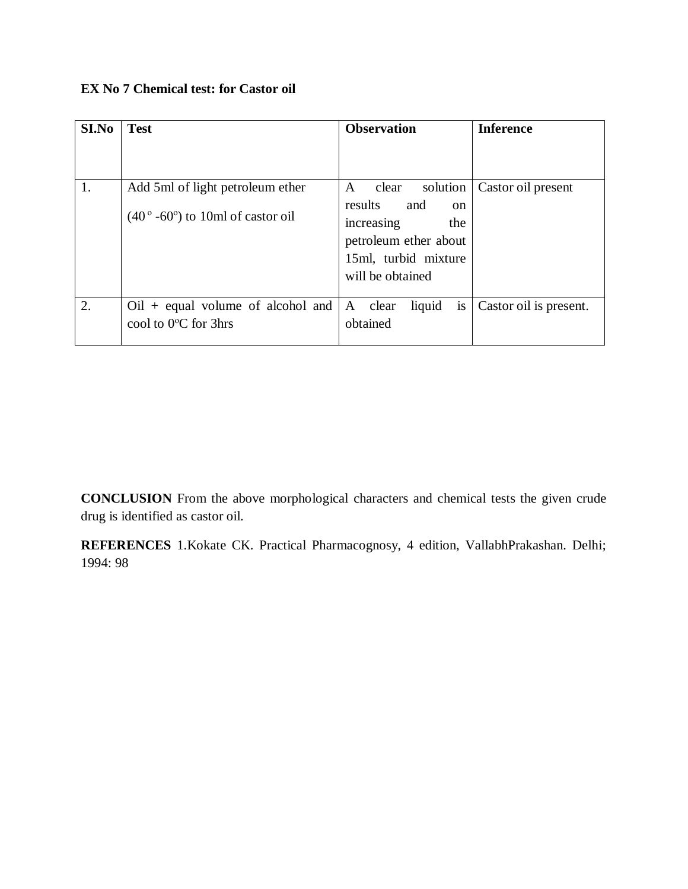**EX No 7 Chemical test: for Castor oil**

| SI.No | Test | Observation | Inference |
|---|---|---|---|
| 1. | Add 5ml of light petroleum ether (40 º -60º) to 10ml of castor oil | A clear solution results and on increasing the petroleum ether about 15ml, turbid mixture will be obtained | Castor oil present |
| 2. | Oil + equal volume of alcohol and cool to 0ºC for 3hrs | A clear liquid is obtained | Castor oil is present. |

**CONCLUSION** From the above morphological characters and chemical tests the given crude drug is identified as castor oil.

**REFERENCES** 1.Kokate CK. Practical Pharmacognosy, 4 edition, VallabhPrakashan. Delhi; 1994: 98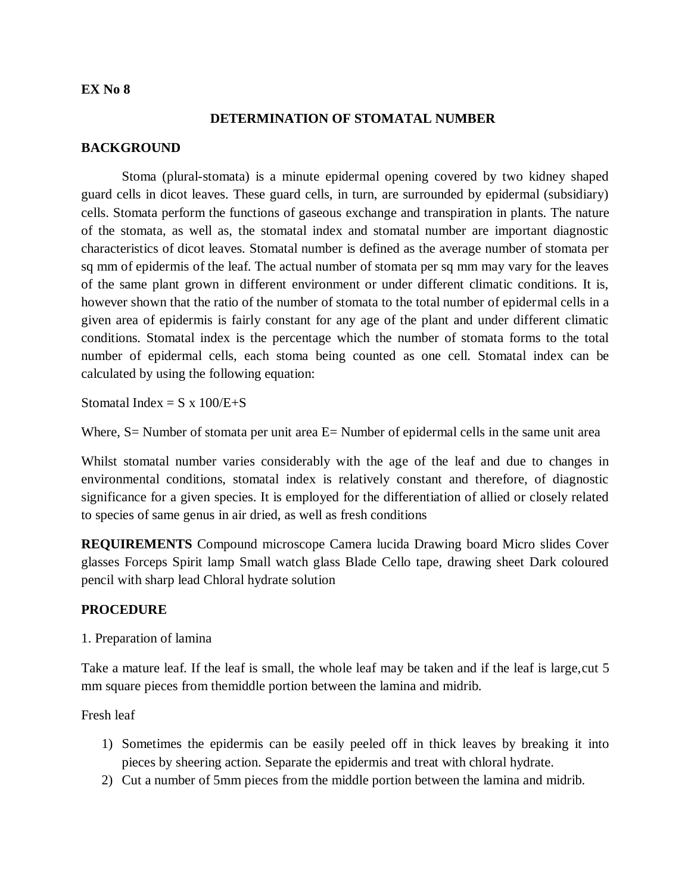**EX No 8**

## DETERMINATION OF STOMATAL NUMBER

**BACKGROUND**

Stoma (plural-stomata) is a minute epidermal opening covered by two kidney shaped guard cells in dicot leaves. These guard cells, in turn, are surrounded by epidermal (subsidiary) cells. Stomata perform the functions of gaseous exchange and transpiration in plants. The nature of the stomata, as well as, the stomatal index and stomatal number are important diagnostic characteristics of dicot leaves. Stomatal number is defined as the average number of stomata per sq mm of epidermis of the leaf. The actual number of stomata per sq mm may vary for the leaves of the same plant grown in different environment or under different climatic conditions. It is, however shown that the ratio of the number of stomata to the total number of epidermal cells in a given area of epidermis is fairly constant for any age of the plant and under different climatic conditions. Stomatal index is the percentage which the number of stomata forms to the total number of epidermal cells, each stoma being counted as one cell. Stomatal index can be calculated by using the following equation:

Stomatal Index = $S \times 100/E+S$

Where, S= Number of stomata per unit area E= Number of epidermal cells in the same unit area

Whilst stomatal number varies considerably with the age of the leaf and due to changes in environmental conditions, stomatal index is relatively constant and therefore, of diagnostic significance for a given species. It is employed for the differentiation of allied or closely related to species of same genus in air dried, as well as fresh conditions

**REQUIREMENTS** Compound microscope Camera lucida Drawing board Micro slides Cover glasses Forceps Spirit lamp Small watch glass Blade Cello tape, drawing sheet Dark coloured pencil with sharp lead Chloral hydrate solution

**PROCEDURE**

1. Preparation of lamina

Take a mature leaf. If the leaf is small, the whole leaf may be taken and if the leaf is large,cut 5 mm square pieces from themiddle portion between the lamina and midrib.

Fresh leaf

1) Sometimes the epidermis can be easily peeled off in thick leaves by breaking it into pieces by sheering action. Separate the epidermis and treat with chloral hydrate.
2) Cut a number of 5mm pieces from the middle portion between the lamina and midrib.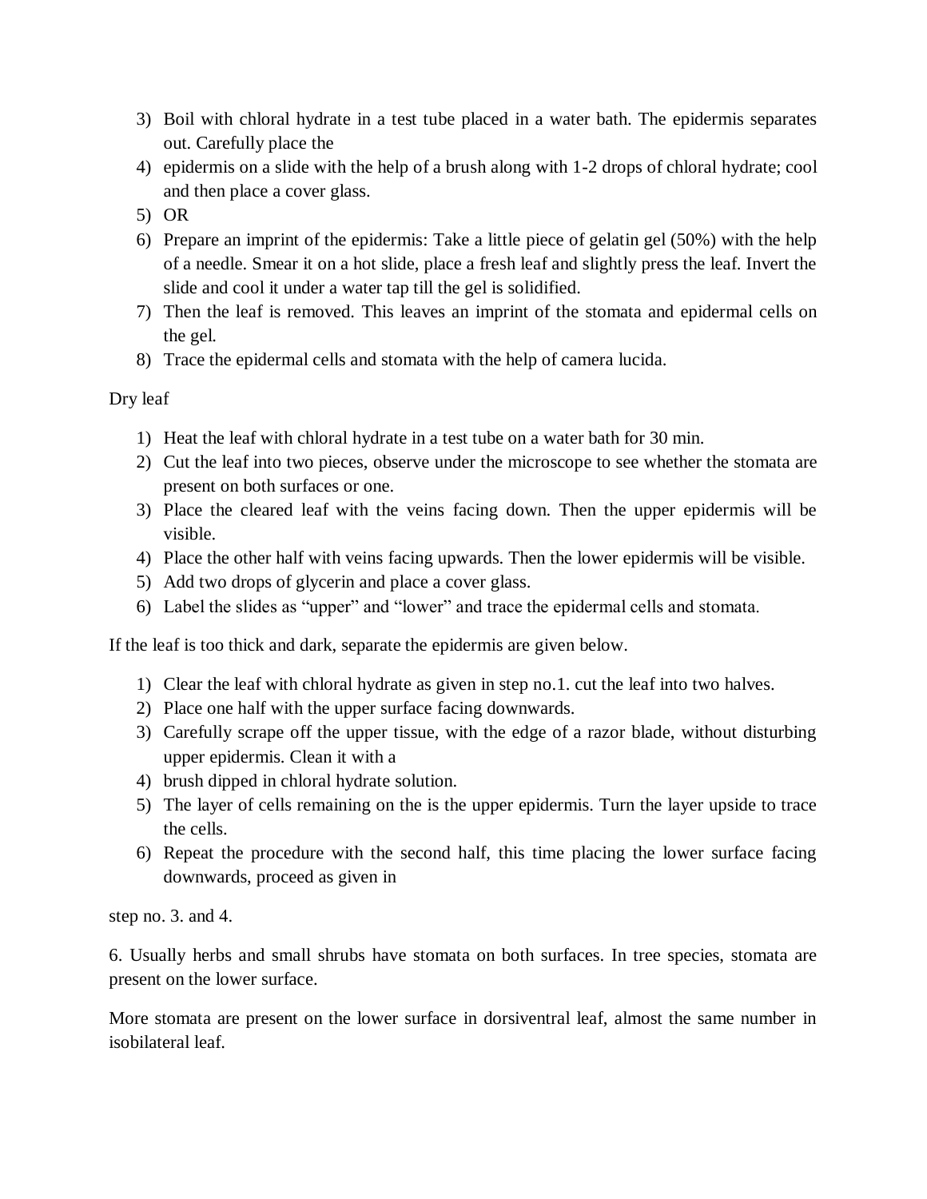3) Boil with chloral hydrate in a test tube placed in a water bath. The epidermis separates out. Carefully place the
4) epidermis on a slide with the help of a brush along with 1-2 drops of chloral hydrate; cool and then place a cover glass.
5) OR
6) Prepare an imprint of the epidermis: Take a little piece of gelatin gel (50%) with the help of a needle. Smear it on a hot slide, place a fresh leaf and slightly press the leaf. Invert the slide and cool it under a water tap till the gel is solidified.
7) Then the leaf is removed. This leaves an imprint of the stomata and epidermal cells on the gel.
8) Trace the epidermal cells and stomata with the help of camera lucida.

Dry leaf

1) Heat the leaf with chloral hydrate in a test tube on a water bath for 30 min.
2) Cut the leaf into two pieces, observe under the microscope to see whether the stomata are present on both surfaces or one.
3) Place the cleared leaf with the veins facing down. Then the upper epidermis will be visible.
4) Place the other half with veins facing upwards. Then the lower epidermis will be visible.
5) Add two drops of glycerin and place a cover glass.
6) Label the slides as "upper" and "lower" and trace the epidermal cells and stomata.

If the leaf is too thick and dark, separate the epidermis are given below.

1) Clear the leaf with chloral hydrate as given in step no.1. cut the leaf into two halves.
2) Place one half with the upper surface facing downwards.
3) Carefully scrape off the upper tissue, with the edge of a razor blade, without disturbing upper epidermis. Clean it with a
4) brush dipped in chloral hydrate solution.
5) The layer of cells remaining on the is the upper epidermis. Turn the layer upside to trace the cells.
6) Repeat the procedure with the second half, this time placing the lower surface facing downwards, proceed as given in

step no. 3. and 4.

6. Usually herbs and small shrubs have stomata on both surfaces. In tree species, stomata are present on the lower surface.

More stomata are present on the lower surface in dorsiventral leaf, almost the same number in isobilateral leaf.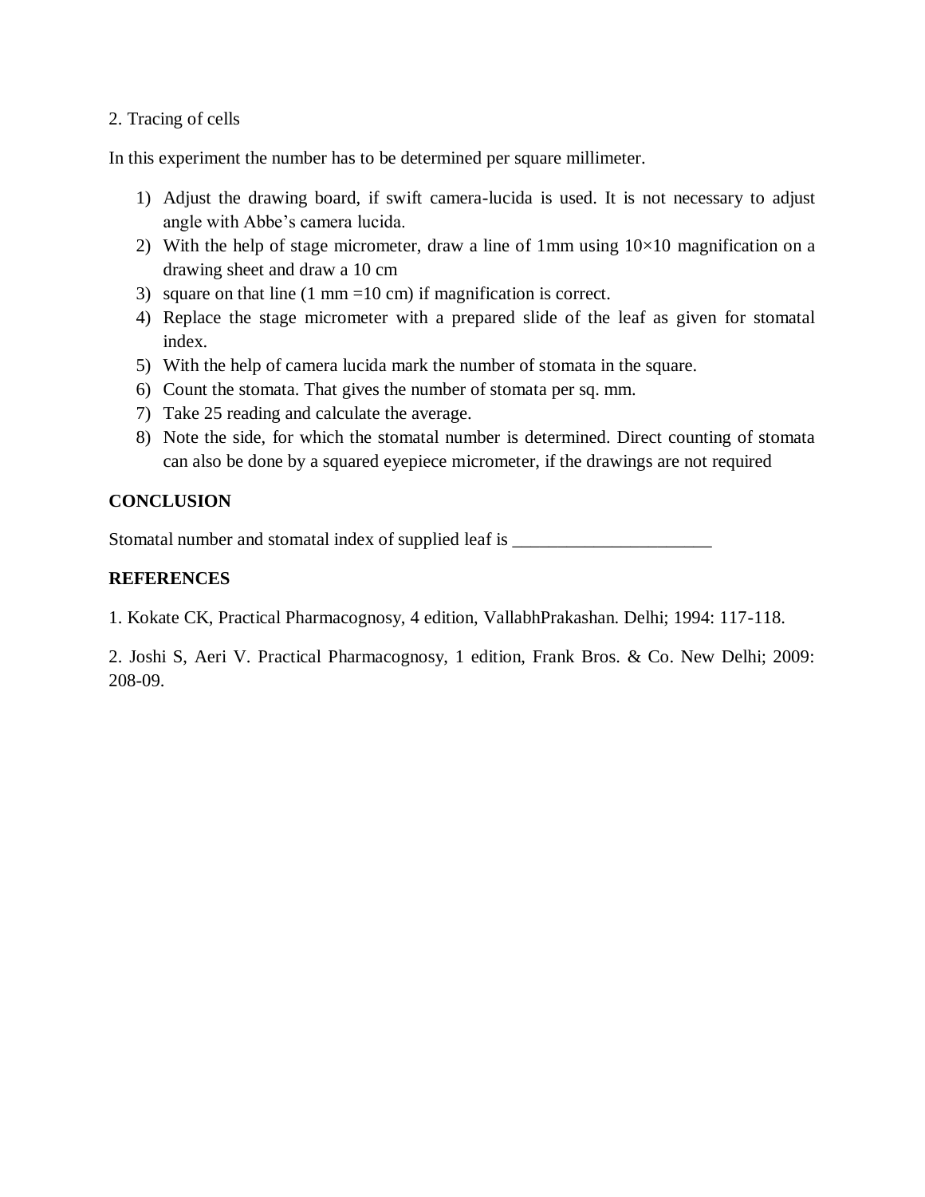2. Tracing of cells

In this experiment the number has to be determined per square millimeter.

1) Adjust the drawing board, if swift camera-lucida is used. It is not necessary to adjust angle with Abbe's camera lucida.
2) With the help of stage micrometer, draw a line of 1mm using 10×10 magnification on a drawing sheet and draw a 10 cm
3) square on that line (1 mm =10 cm) if magnification is correct.
4) Replace the stage micrometer with a prepared slide of the leaf as given for stomatal index.
5) With the help of camera lucida mark the number of stomata in the square.
6) Count the stomata. That gives the number of stomata per sq. mm.
7) Take 25 reading and calculate the average.
8) Note the side, for which the stomatal number is determined. Direct counting of stomata can also be done by a squared eyepiece micrometer, if the drawings are not required

**CONCLUSION**

Stomatal number and stomatal index of supplied leaf is ______________________

**REFERENCES**

1. Kokate CK, Practical Pharmacognosy, 4 edition, VallabhPrakashan. Delhi; 1994: 117-118.

2. Joshi S, Aeri V. Practical Pharmacognosy, 1 edition, Frank Bros. & Co. New Delhi; 2009: 208-09.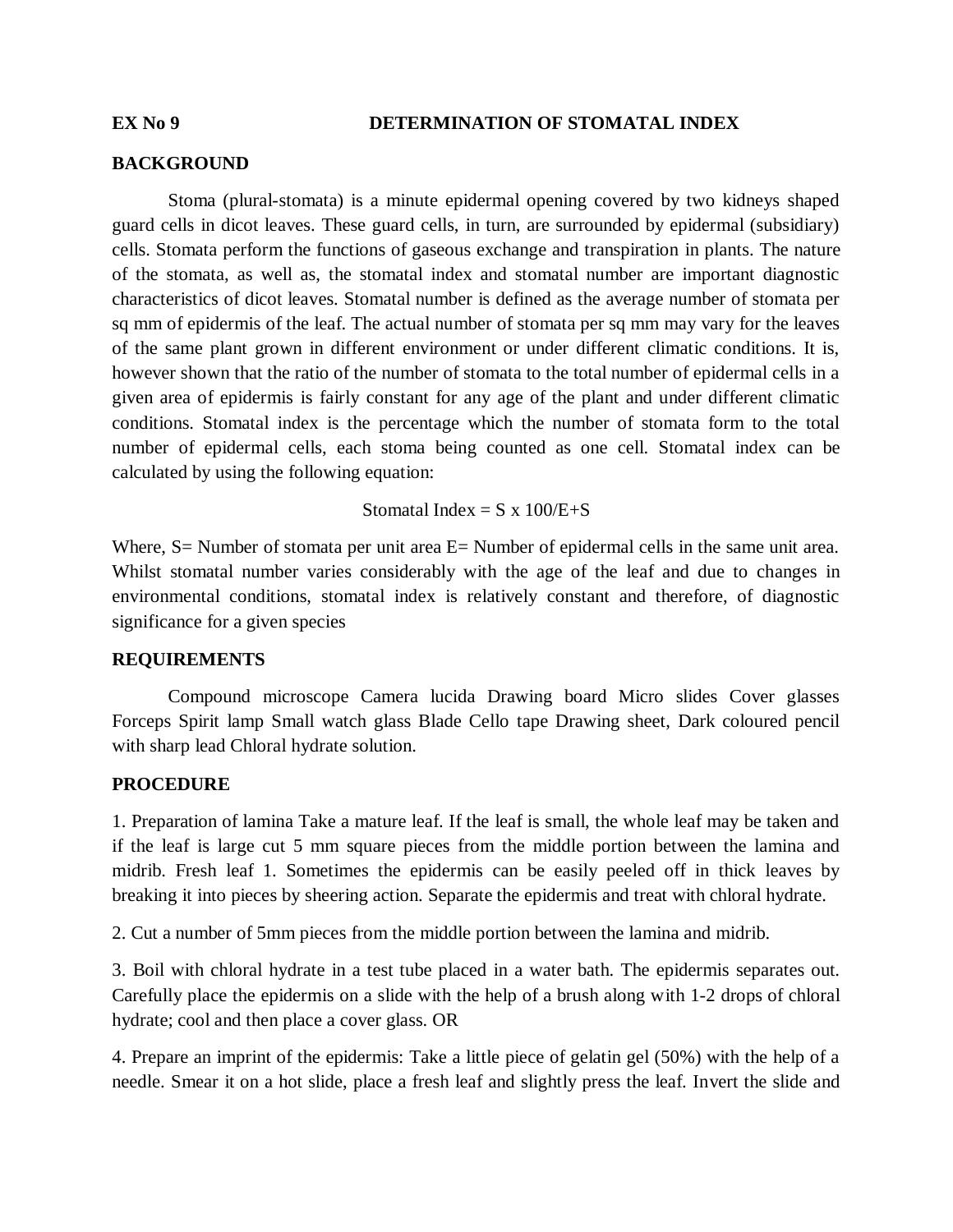**EX No 9 DETERMINATION OF STOMATAL INDEX**

**BACKGROUND**

Stoma (plural-stomata) is a minute epidermal opening covered by two kidneys shaped guard cells in dicot leaves. These guard cells, in turn, are surrounded by epidermal (subsidiary) cells. Stomata perform the functions of gaseous exchange and transpiration in plants. The nature of the stomata, as well as, the stomatal index and stomatal number are important diagnostic characteristics of dicot leaves. Stomatal number is defined as the average number of stomata per sq mm of epidermis of the leaf. The actual number of stomata per sq mm may vary for the leaves of the same plant grown in different environment or under different climatic conditions. It is, however shown that the ratio of the number of stomata to the total number of epidermal cells in a given area of epidermis is fairly constant for any age of the plant and under different climatic conditions. Stomatal index is the percentage which the number of stomata form to the total number of epidermal cells, each stoma being counted as one cell. Stomatal index can be calculated by using the following equation:

$$\text{Stomatal Index} = S \times 100/E+S$$

Where, S= Number of stomata per unit area E= Number of epidermal cells in the same unit area. Whilst stomatal number varies considerably with the age of the leaf and due to changes in environmental conditions, stomatal index is relatively constant and therefore, of diagnostic significance for a given species

**REQUIREMENTS**

Compound microscope Camera lucida Drawing board Micro slides Cover glasses Forceps Spirit lamp Small watch glass Blade Cello tape Drawing sheet, Dark coloured pencil with sharp lead Chloral hydrate solution.

**PROCEDURE**

1. Preparation of lamina Take a mature leaf. If the leaf is small, the whole leaf may be taken and if the leaf is large cut 5 mm square pieces from the middle portion between the lamina and midrib. Fresh leaf 1. Sometimes the epidermis can be easily peeled off in thick leaves by breaking it into pieces by sheering action. Separate the epidermis and treat with chloral hydrate.

2. Cut a number of 5mm pieces from the middle portion between the lamina and midrib.

3. Boil with chloral hydrate in a test tube placed in a water bath. The epidermis separates out. Carefully place the epidermis on a slide with the help of a brush along with 1-2 drops of chloral hydrate; cool and then place a cover glass. OR

4. Prepare an imprint of the epidermis: Take a little piece of gelatin gel (50%) with the help of a needle. Smear it on a hot slide, place a fresh leaf and slightly press the leaf. Invert the slide and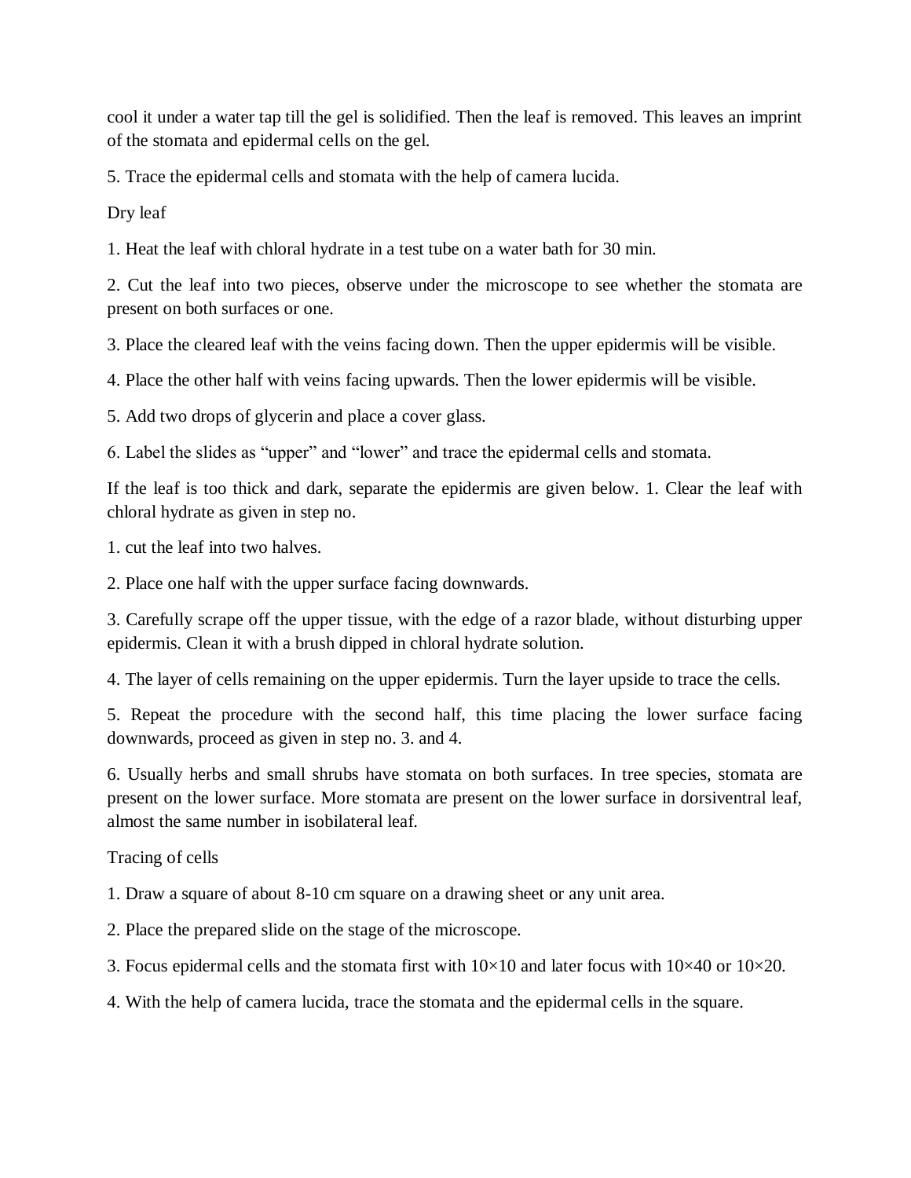cool it under a water tap till the gel is solidified. Then the leaf is removed. This leaves an imprint of the stomata and epidermal cells on the gel.

5. Trace the epidermal cells and stomata with the help of camera lucida.

Dry leaf

1. Heat the leaf with chloral hydrate in a test tube on a water bath for 30 min.

2. Cut the leaf into two pieces, observe under the microscope to see whether the stomata are present on both surfaces or one.

3. Place the cleared leaf with the veins facing down. Then the upper epidermis will be visible.

4. Place the other half with veins facing upwards. Then the lower epidermis will be visible.

5. Add two drops of glycerin and place a cover glass.

6. Label the slides as “upper” and “lower” and trace the epidermal cells and stomata.

If the leaf is too thick and dark, separate the epidermis are given below. 1. Clear the leaf with chloral hydrate as given in step no.

1. cut the leaf into two halves.

2. Place one half with the upper surface facing downwards.

3. Carefully scrape off the upper tissue, with the edge of a razor blade, without disturbing upper epidermis. Clean it with a brush dipped in chloral hydrate solution.

4. The layer of cells remaining on the upper epidermis. Turn the layer upside to trace the cells.

5. Repeat the procedure with the second half, this time placing the lower surface facing downwards, proceed as given in step no. 3. and 4.

6. Usually herbs and small shrubs have stomata on both surfaces. In tree species, stomata are present on the lower surface. More stomata are present on the lower surface in dorsiventral leaf, almost the same number in isobilateral leaf.

Tracing of cells

1. Draw a square of about 8-10 cm square on a drawing sheet or any unit area.

2. Place the prepared slide on the stage of the microscope.

3. Focus epidermal cells and the stomata first with 10×10 and later focus with 10×40 or 10×20.

4. With the help of camera lucida, trace the stomata and the epidermal cells in the square.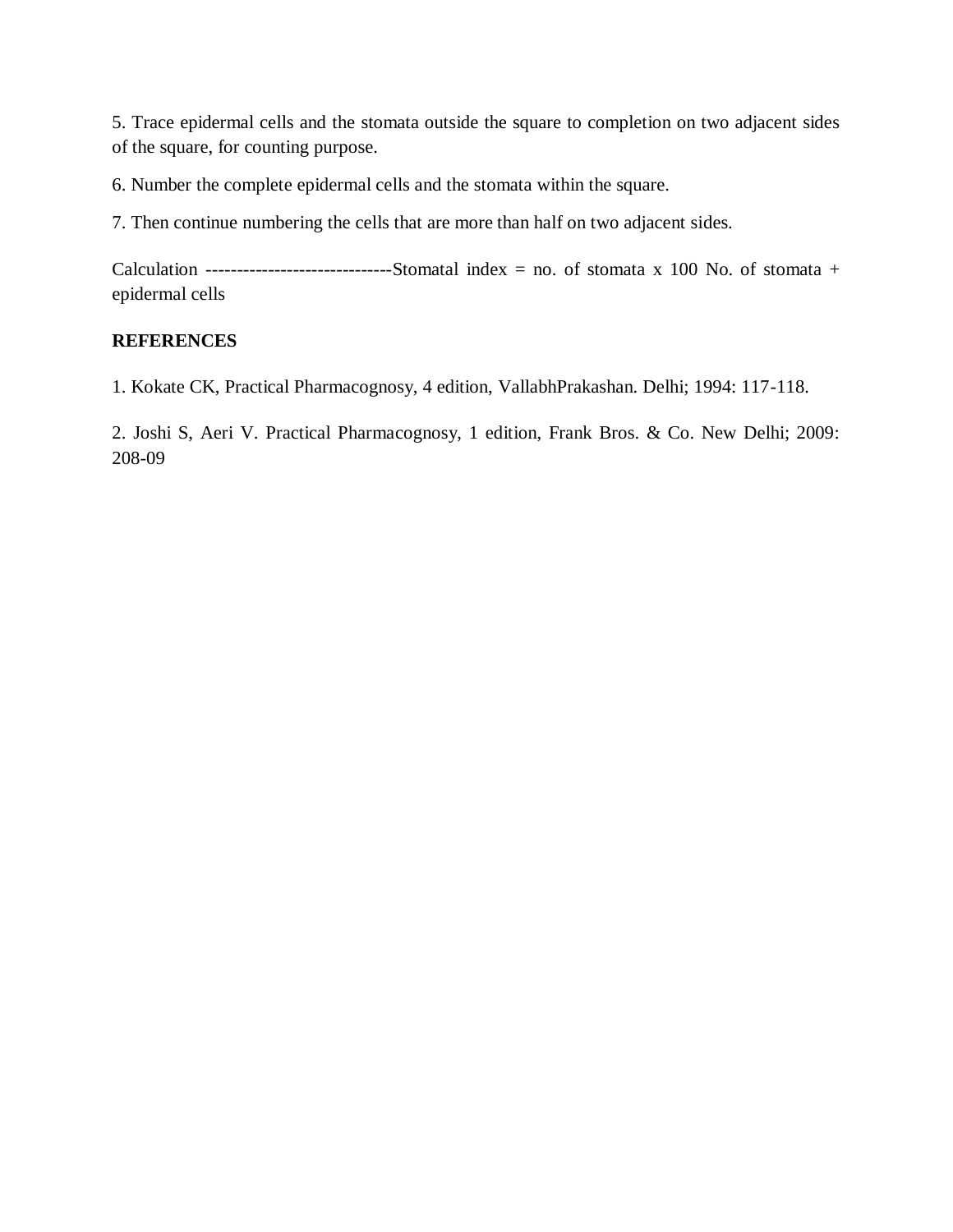5. Trace epidermal cells and the stomata outside the square to completion on two adjacent sides of the square, for counting purpose.

6. Number the complete epidermal cells and the stomata within the square.

7. Then continue numbering the cells that are more than half on two adjacent sides.

Calculation ------------------------------Stomatal index = no. of stomata x 100 No. of stomata + epidermal cells

**REFERENCES**

1. Kokate CK, Practical Pharmacognosy, 4 edition, VallabhPrakashan. Delhi; 1994: 117-118.

2. Joshi S, Aeri V. Practical Pharmacognosy, 1 edition, Frank Bros. & Co. New Delhi; 2009: 208-09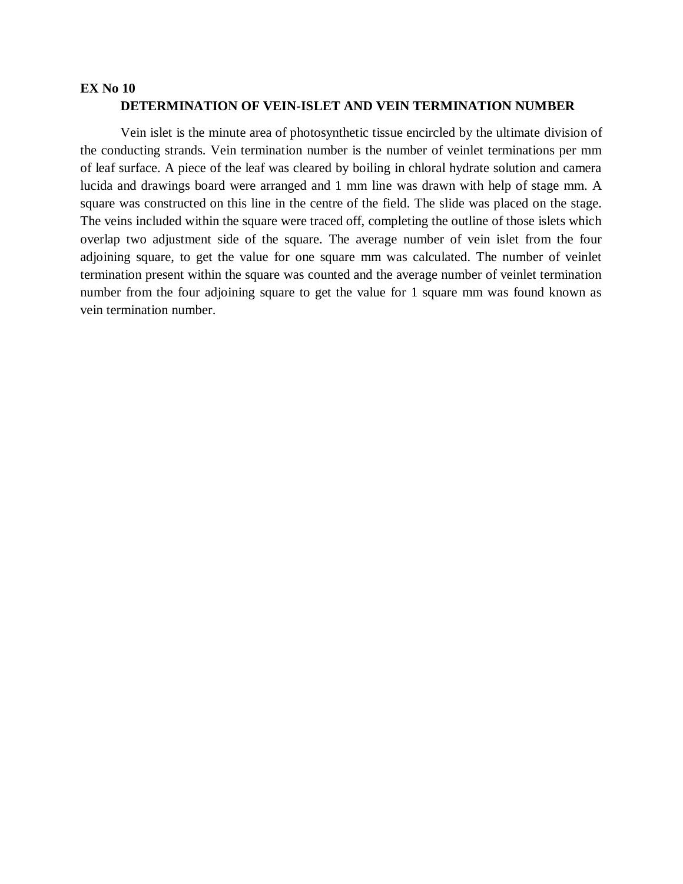**EX No 10**

## DETERMINATION OF VEIN-ISLET AND VEIN TERMINATION NUMBER

Vein islet is the minute area of photosynthetic tissue encircled by the ultimate division of the conducting strands. Vein termination number is the number of veinlet terminations per mm of leaf surface. A piece of the leaf was cleared by boiling in chloral hydrate solution and camera lucida and drawings board were arranged and 1 mm line was drawn with help of stage mm. A square was constructed on this line in the centre of the field. The slide was placed on the stage. The veins included within the square were traced off, completing the outline of those islets which overlap two adjustment side of the square. The average number of vein islet from the four adjoining square, to get the value for one square mm was calculated. The number of veinlet termination present within the square was counted and the average number of veinlet termination number from the four adjoining square to get the value for 1 square mm was found known as vein termination number.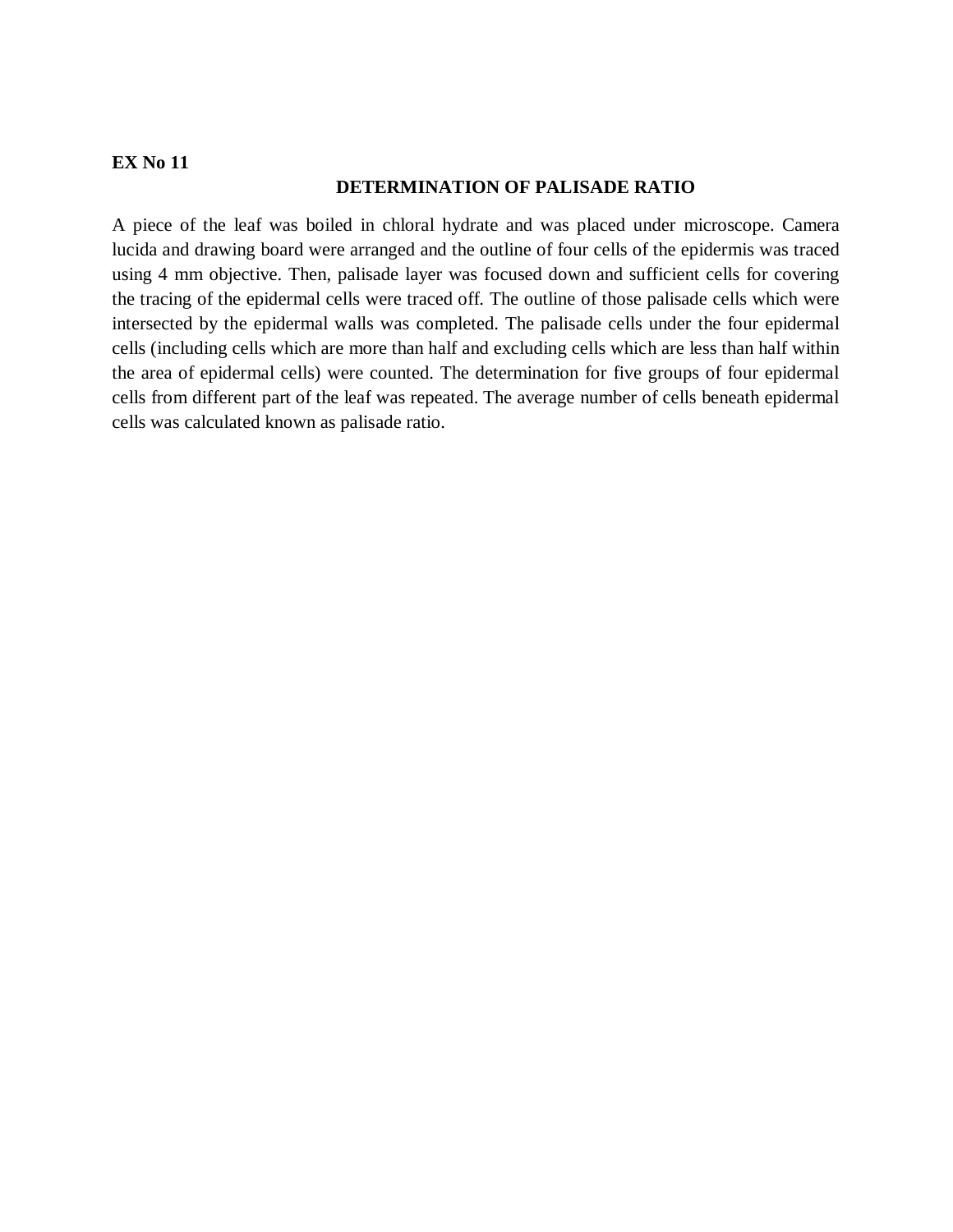**EX No 11**

## DETERMINATION OF PALISADE RATIO

A piece of the leaf was boiled in chloral hydrate and was placed under microscope. Camera lucida and drawing board were arranged and the outline of four cells of the epidermis was traced using 4 mm objective. Then, palisade layer was focused down and sufficient cells for covering the tracing of the epidermal cells were traced off. The outline of those palisade cells which were intersected by the epidermal walls was completed. The palisade cells under the four epidermal cells (including cells which are more than half and excluding cells which are less than half within the area of epidermal cells) were counted. The determination for five groups of four epidermal cells from different part of the leaf was repeated. The average number of cells beneath epidermal cells was calculated known as palisade ratio.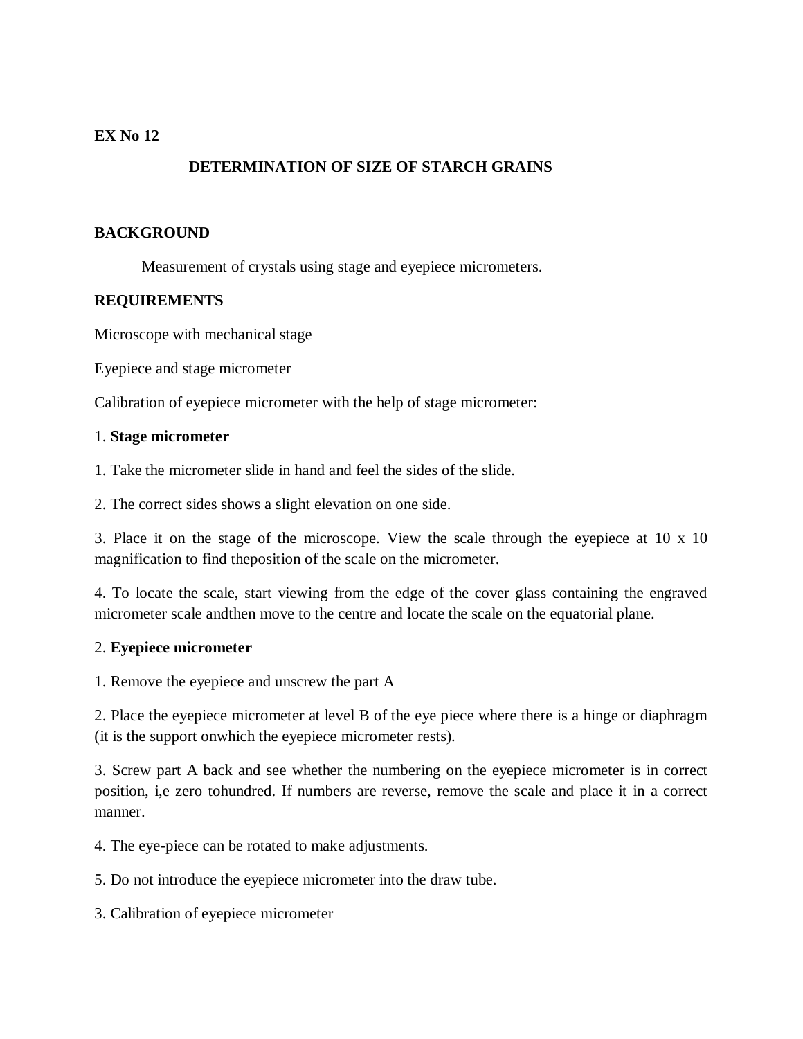**EX No 12**

## DETERMINATION OF SIZE OF STARCH GRAINS

**BACKGROUND**

Measurement of crystals using stage and eyepiece micrometers.

**REQUIREMENTS**

Microscope with mechanical stage

Eyepiece and stage micrometer

Calibration of eyepiece micrometer with the help of stage micrometer:

1. **Stage micrometer**

1. Take the micrometer slide in hand and feel the sides of the slide.

2. The correct sides shows a slight elevation on one side.

3. Place it on the stage of the microscope. View the scale through the eyepiece at 10 x 10 magnification to find theposition of the scale on the micrometer.

4. To locate the scale, start viewing from the edge of the cover glass containing the engraved micrometer scale andthen move to the centre and locate the scale on the equatorial plane.

2. **Eyepiece micrometer**

1. Remove the eyepiece and unscrew the part A

2. Place the eyepiece micrometer at level B of the eye piece where there is a hinge or diaphragm (it is the support onwhich the eyepiece micrometer rests).

3. Screw part A back and see whether the numbering on the eyepiece micrometer is in correct position, i,e zero tohundred. If numbers are reverse, remove the scale and place it in a correct manner.

4. The eye-piece can be rotated to make adjustments.

5. Do not introduce the eyepiece micrometer into the draw tube.

3. Calibration of eyepiece micrometer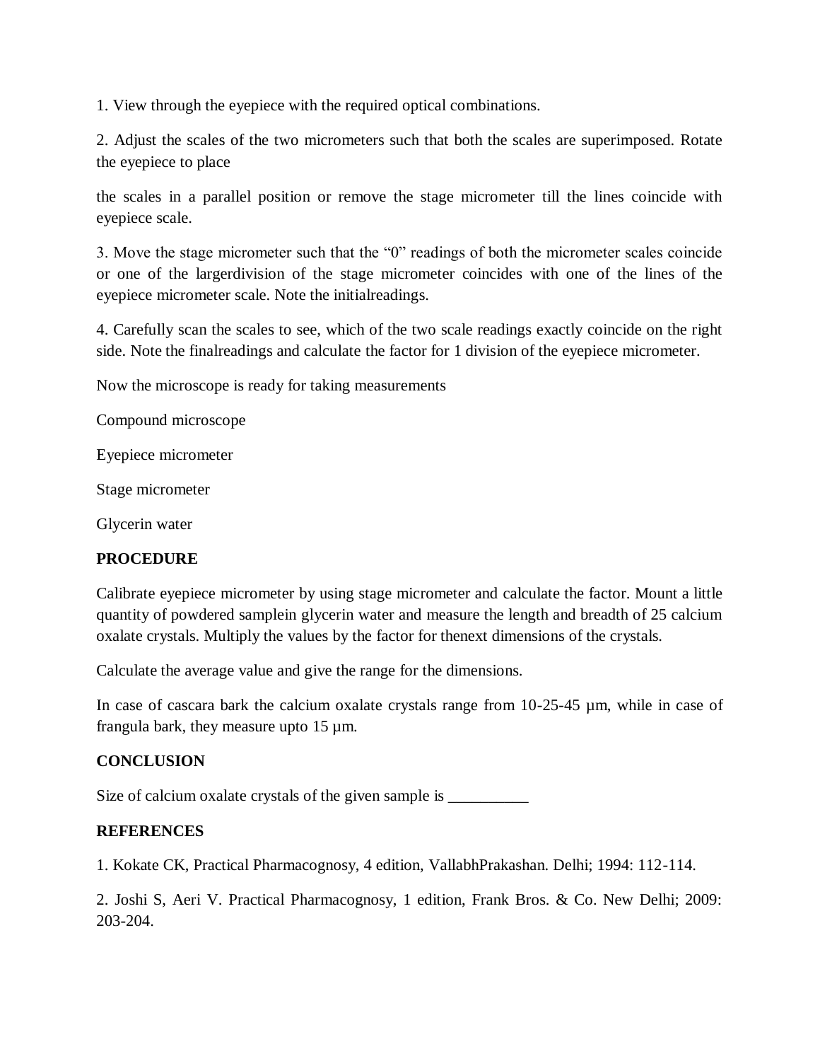1. View through the eyepiece with the required optical combinations.

2. Adjust the scales of the two micrometers such that both the scales are superimposed. Rotate the eyepiece to place

the scales in a parallel position or remove the stage micrometer till the lines coincide with eyepiece scale.

3. Move the stage micrometer such that the "0" readings of both the micrometer scales coincide or one of the largerdivision of the stage micrometer coincides with one of the lines of the eyepiece micrometer scale. Note the initialreadings.

4. Carefully scan the scales to see, which of the two scale readings exactly coincide on the right side. Note the finalreadings and calculate the factor for 1 division of the eyepiece micrometer.

Now the microscope is ready for taking measurements

Compound microscope

Eyepiece micrometer

Stage micrometer

Glycerin water

**PROCEDURE**

Calibrate eyepiece micrometer by using stage micrometer and calculate the factor. Mount a little quantity of powdered samplein glycerin water and measure the length and breadth of 25 calcium oxalate crystals. Multiply the values by the factor for thenext dimensions of the crystals.

Calculate the average value and give the range for the dimensions.

In case of cascara bark the calcium oxalate crystals range from 10-25-45 µm, while in case of frangula bark, they measure upto 15 µm.

**CONCLUSION**

Size of calcium oxalate crystals of the given sample is __________

**REFERENCES**

1. Kokate CK, Practical Pharmacognosy, 4 edition, VallabhPrakashan. Delhi; 1994: 112-114.

2. Joshi S, Aeri V. Practical Pharmacognosy, 1 edition, Frank Bros. & Co. New Delhi; 2009: 203-204.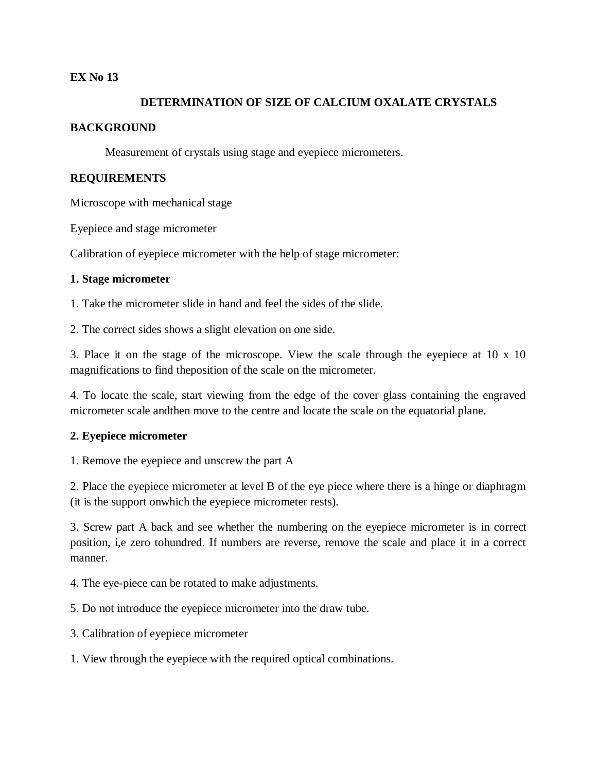**EX No 13**

## DETERMINATION OF SIZE OF CALCIUM OXALATE CRYSTALS

**BACKGROUND**

Measurement of crystals using stage and eyepiece micrometers.

**REQUIREMENTS**

Microscope with mechanical stage

Eyepiece and stage micrometer

Calibration of eyepiece micrometer with the help of stage micrometer:

**1. Stage micrometer**

1. Take the micrometer slide in hand and feel the sides of the slide.

2. The correct sides shows a slight elevation on one side.

3. Place it on the stage of the microscope. View the scale through the eyepiece at 10 x 10 magnifications to find theposition of the scale on the micrometer.

4. To locate the scale, start viewing from the edge of the cover glass containing the engraved micrometer scale andthen move to the centre and locate the scale on the equatorial plane.

**2. Eyepiece micrometer**

1. Remove the eyepiece and unscrew the part A

2. Place the eyepiece micrometer at level B of the eye piece where there is a hinge or diaphragm (it is the support onwhich the eyepiece micrometer rests).

3. Screw part A back and see whether the numbering on the eyepiece micrometer is in correct position, i,e zero tohundred. If numbers are reverse, remove the scale and place it in a correct manner.

4. The eye-piece can be rotated to make adjustments.

5. Do not introduce the eyepiece micrometer into the draw tube.

3. Calibration of eyepiece micrometer

1. View through the eyepiece with the required optical combinations.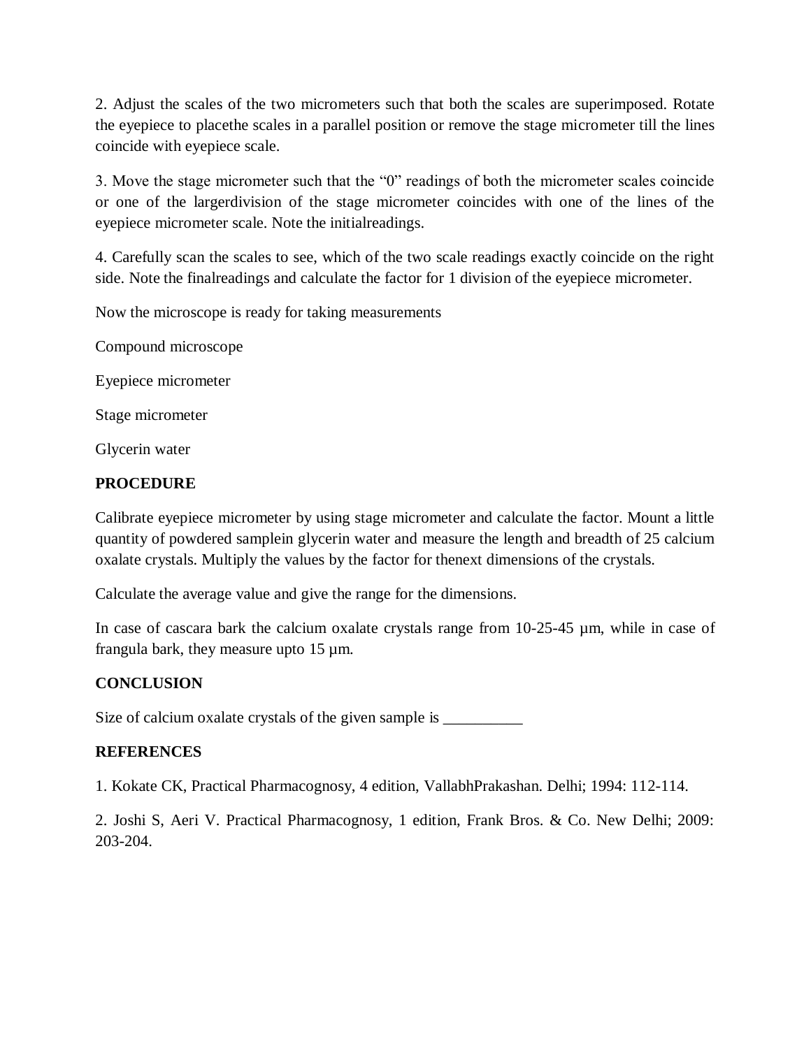2. Adjust the scales of the two micrometers such that both the scales are superimposed. Rotate the eyepiece to placethe scales in a parallel position or remove the stage micrometer till the lines coincide with eyepiece scale.

3. Move the stage micrometer such that the “0” readings of both the micrometer scales coincide or one of the largerdivision of the stage micrometer coincides with one of the lines of the eyepiece micrometer scale. Note the initialreadings.

4. Carefully scan the scales to see, which of the two scale readings exactly coincide on the right side. Note the finalreadings and calculate the factor for 1 division of the eyepiece micrometer.

Now the microscope is ready for taking measurements

Compound microscope

Eyepiece micrometer

Stage micrometer

Glycerin water

**PROCEDURE**

Calibrate eyepiece micrometer by using stage micrometer and calculate the factor. Mount a little quantity of powdered samplein glycerin water and measure the length and breadth of 25 calcium oxalate crystals. Multiply the values by the factor for thenext dimensions of the crystals.

Calculate the average value and give the range for the dimensions.

In case of cascara bark the calcium oxalate crystals range from 10-25-45 µm, while in case of frangula bark, they measure upto 15 µm.

**CONCLUSION**

Size of calcium oxalate crystals of the given sample is __________

**REFERENCES**

1. Kokate CK, Practical Pharmacognosy, 4 edition, VallabhPrakashan. Delhi; 1994: 112-114.

2. Joshi S, Aeri V. Practical Pharmacognosy, 1 edition, Frank Bros. & Co. New Delhi; 2009: 203-204.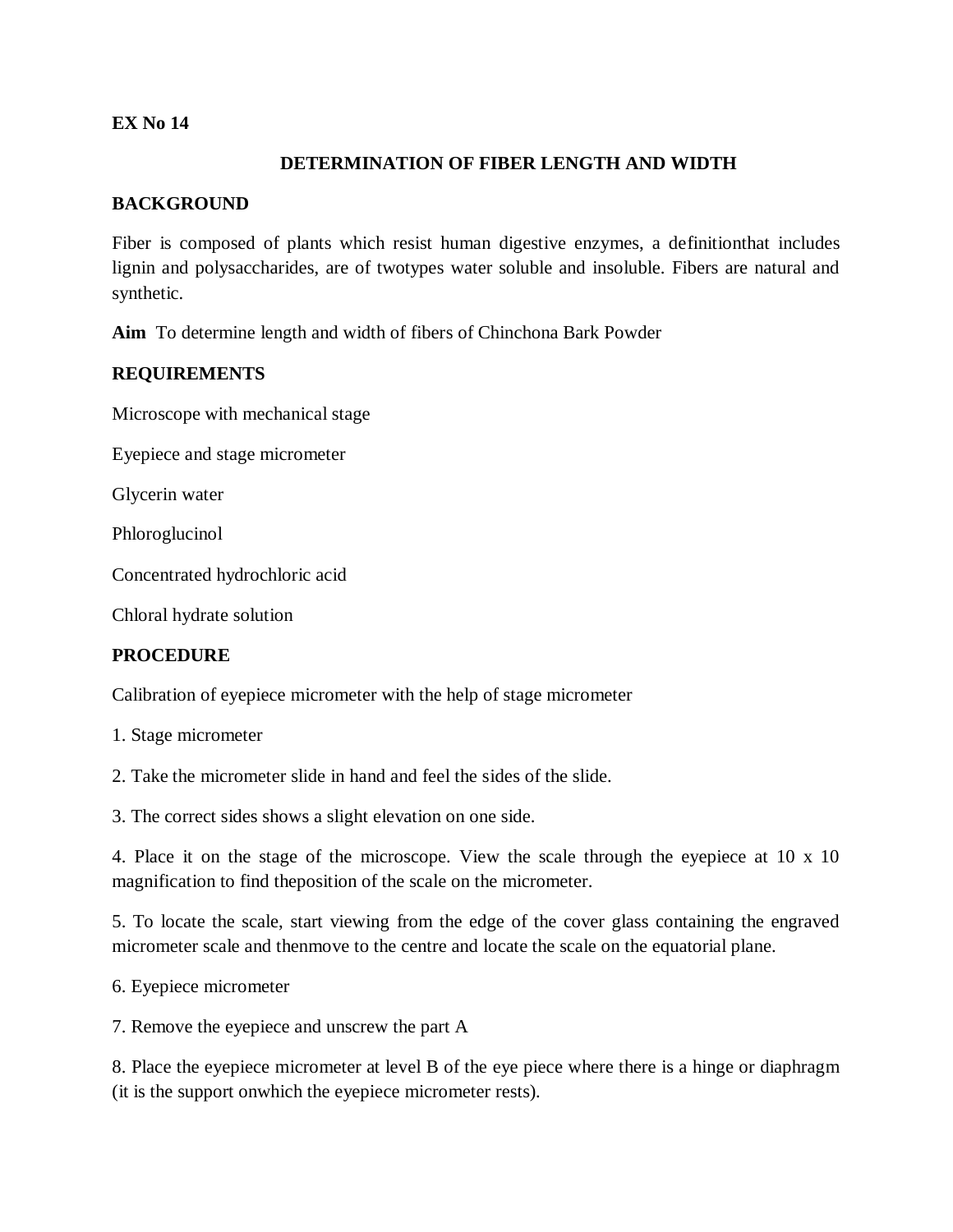**EX No 14**

## DETERMINATION OF FIBER LENGTH AND WIDTH

**BACKGROUND**

Fiber is composed of plants which resist human digestive enzymes, a definitionthat includes lignin and polysaccharides, are of twotypes water soluble and insoluble. Fibers are natural and synthetic.

**Aim** To determine length and width of fibers of Chinchona Bark Powder

**REQUIREMENTS**

Microscope with mechanical stage

Eyepiece and stage micrometer

Glycerin water

Phloroglucinol

Concentrated hydrochloric acid

Chloral hydrate solution

**PROCEDURE**

Calibration of eyepiece micrometer with the help of stage micrometer

1. Stage micrometer

2. Take the micrometer slide in hand and feel the sides of the slide.

3. The correct sides shows a slight elevation on one side.

4. Place it on the stage of the microscope. View the scale through the eyepiece at 10 x 10 magnification to find theposition of the scale on the micrometer.

5. To locate the scale, start viewing from the edge of the cover glass containing the engraved micrometer scale and thenmove to the centre and locate the scale on the equatorial plane.

6. Eyepiece micrometer

7. Remove the eyepiece and unscrew the part A

8. Place the eyepiece micrometer at level B of the eye piece where there is a hinge or diaphragm (it is the support onwhich the eyepiece micrometer rests).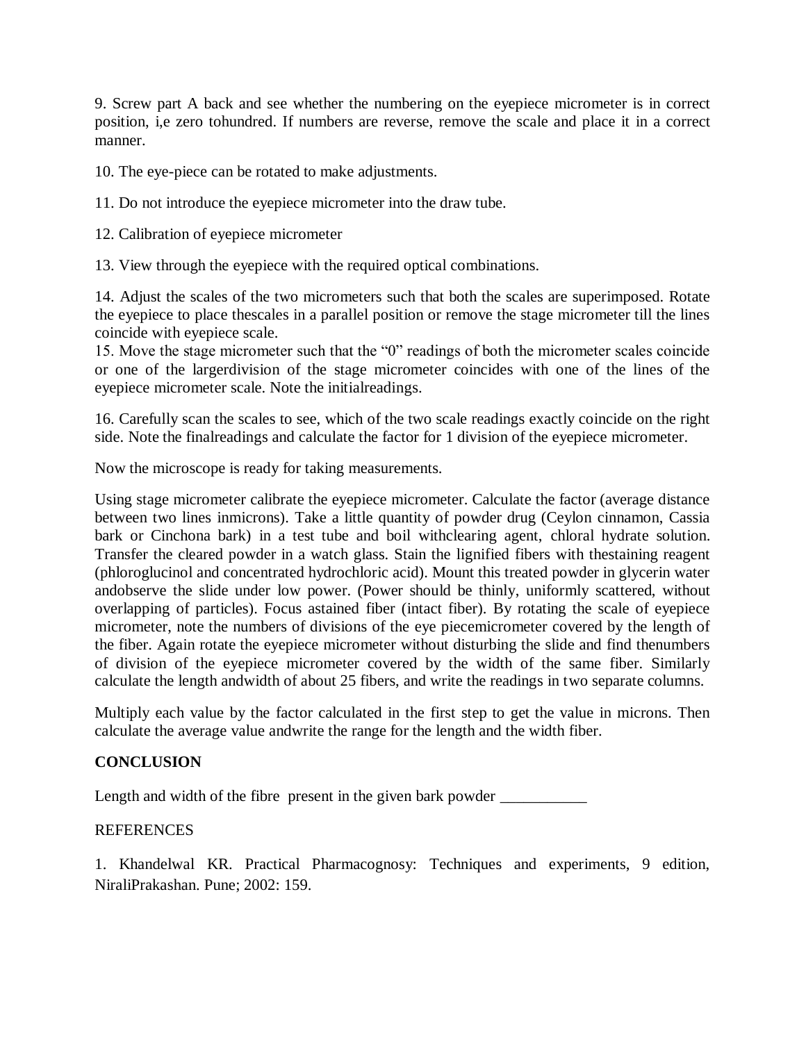9. Screw part A back and see whether the numbering on the eyepiece micrometer is in correct position, i,e zero tohundred. If numbers are reverse, remove the scale and place it in a correct manner.

10. The eye-piece can be rotated to make adjustments.

11. Do not introduce the eyepiece micrometer into the draw tube.

12. Calibration of eyepiece micrometer

13. View through the eyepiece with the required optical combinations.

14. Adjust the scales of the two micrometers such that both the scales are superimposed. Rotate the eyepiece to place thescales in a parallel position or remove the stage micrometer till the lines coincide with eyepiece scale.

15. Move the stage micrometer such that the "0" readings of both the micrometer scales coincide or one of the largerdivision of the stage micrometer coincides with one of the lines of the eyepiece micrometer scale. Note the initialreadings.

16. Carefully scan the scales to see, which of the two scale readings exactly coincide on the right side. Note the finalreadings and calculate the factor for 1 division of the eyepiece micrometer.

Now the microscope is ready for taking measurements.

Using stage micrometer calibrate the eyepiece micrometer. Calculate the factor (average distance between two lines inmicrons). Take a little quantity of powder drug (Ceylon cinnamon, Cassia bark or Cinchona bark) in a test tube and boil withclearing agent, chloral hydrate solution. Transfer the cleared powder in a watch glass. Stain the lignified fibers with thestaining reagent (phloroglucinol and concentrated hydrochloric acid). Mount this treated powder in glycerin water andobserve the slide under low power. (Power should be thinly, uniformly scattered, without overlapping of particles). Focus astained fiber (intact fiber). By rotating the scale of eyepiece micrometer, note the numbers of divisions of the eye piecemicrometer covered by the length of the fiber. Again rotate the eyepiece micrometer without disturbing the slide and find thenumbers of division of the eyepiece micrometer covered by the width of the same fiber. Similarly calculate the length andwidth of about 25 fibers, and write the readings in two separate columns.

Multiply each value by the factor calculated in the first step to get the value in microns. Then calculate the average value andwrite the range for the length and the width fiber.

**CONCLUSION**

Length and width of the fibre present in the given bark powder ___________

REFERENCES

1. Khandelwal KR. Practical Pharmacognosy: Techniques and experiments, 9 edition, NiraliPrakashan. Pune; 2002: 159.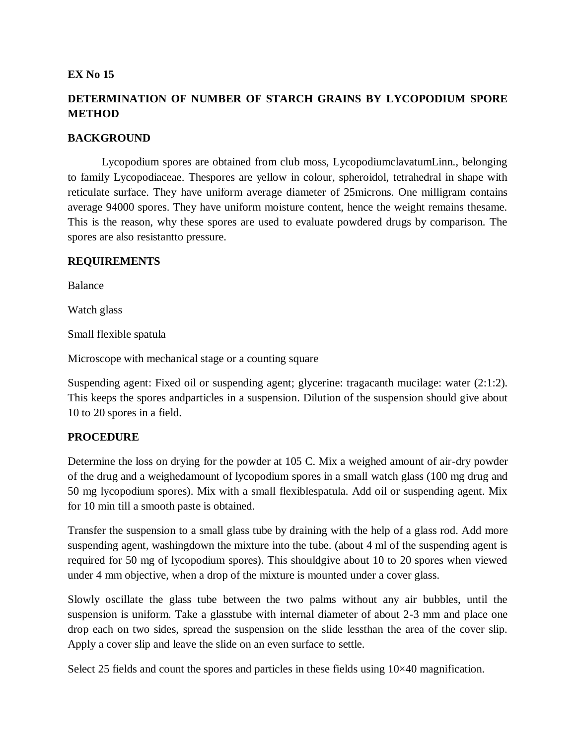**EX No 15**

**DETERMINATION OF NUMBER OF STARCH GRAINS BY LYCOPODIUM SPORE METHOD**

**BACKGROUND**

Lycopodium spores are obtained from club moss, LycopodiumclavatumLinn., belonging to family Lycopodiaceae. Thespores are yellow in colour, spheroidol, tetrahedral in shape with reticulate surface. They have uniform average diameter of 25microns. One milligram contains average 94000 spores. They have uniform moisture content, hence the weight remains thesame. This is the reason, why these spores are used to evaluate powdered drugs by comparison. The spores are also resistantto pressure.

**REQUIREMENTS**

Balance

Watch glass

Small flexible spatula

Microscope with mechanical stage or a counting square

Suspending agent: Fixed oil or suspending agent; glycerine: tragacanth mucilage: water (2:1:2). This keeps the spores andparticles in a suspension. Dilution of the suspension should give about 10 to 20 spores in a field.

**PROCEDURE**

Determine the loss on drying for the powder at 105 C. Mix a weighed amount of air-dry powder of the drug and a weighedamount of lycopodium spores in a small watch glass (100 mg drug and 50 mg lycopodium spores). Mix with a small flexiblespatula. Add oil or suspending agent. Mix for 10 min till a smooth paste is obtained.

Transfer the suspension to a small glass tube by draining with the help of a glass rod. Add more suspending agent, washingdown the mixture into the tube. (about 4 ml of the suspending agent is required for 50 mg of lycopodium spores). This shouldgive about 10 to 20 spores when viewed under 4 mm objective, when a drop of the mixture is mounted under a cover glass.

Slowly oscillate the glass tube between the two palms without any air bubbles, until the suspension is uniform. Take a glasstube with internal diameter of about 2-3 mm and place one drop each on two sides, spread the suspension on the slide lessthan the area of the cover slip. Apply a cover slip and leave the slide on an even surface to settle.

Select 25 fields and count the spores and particles in these fields using 10×40 magnification.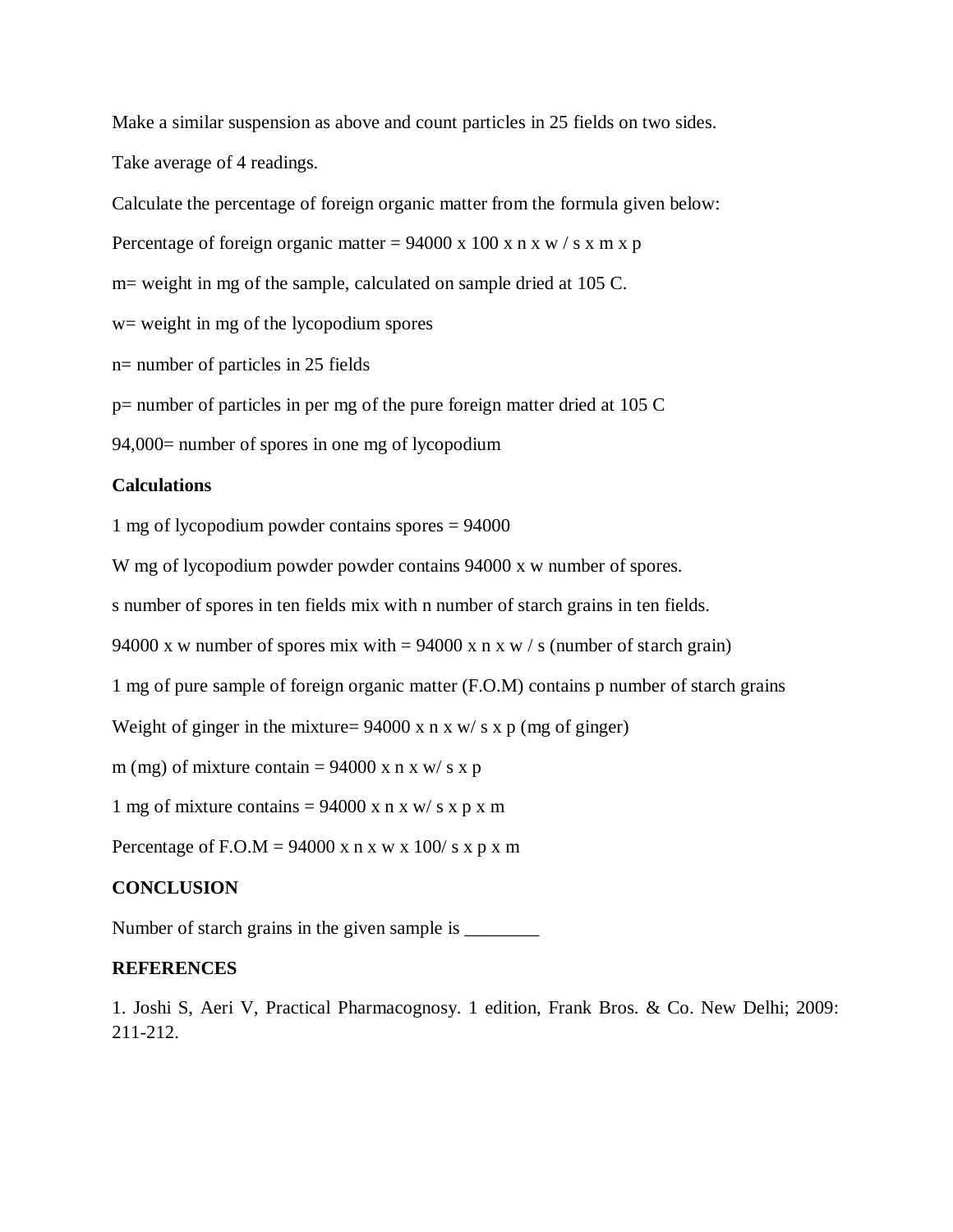Make a similar suspension as above and count particles in 25 fields on two sides.

Take average of 4 readings.

Calculate the percentage of foreign organic matter from the formula given below:

Percentage of foreign organic matter = $94000 \times 100 \times n \times w / s \times m \times p$

m= weight in mg of the sample, calculated on sample dried at 105 C.

w= weight in mg of the lycopodium spores

n= number of particles in 25 fields

p= number of particles in per mg of the pure foreign matter dried at 105 C

94,000= number of spores in one mg of lycopodium

**Calculations**

1 mg of lycopodium powder contains spores = 94000

W mg of lycopodium powder powder contains $94000 \times w$ number of spores.

s number of spores in ten fields mix with n number of starch grains in ten fields.

$94000 \times w$ number of spores mix with = $94000 \times n \times w / s$ (number of starch grain)

1 mg of pure sample of foreign organic matter (F.O.M) contains p number of starch grains

Weight of ginger in the mixture= $94000 \times n \times w / s \times p$ (mg of ginger)

m (mg) of mixture contain = $94000 \times n \times w / s \times p$

1 mg of mixture contains = $94000 \times n \times w / s \times p \times m$

Percentage of F.O.M = $94000 \times n \times w \times 100 / s \times p \times m$

**CONCLUSION**

Number of starch grains in the given sample is ________

**REFERENCES**

1. Joshi S, Aeri V, Practical Pharmacognosy. 1 edition, Frank Bros. & Co. New Delhi; 2009: 211-212.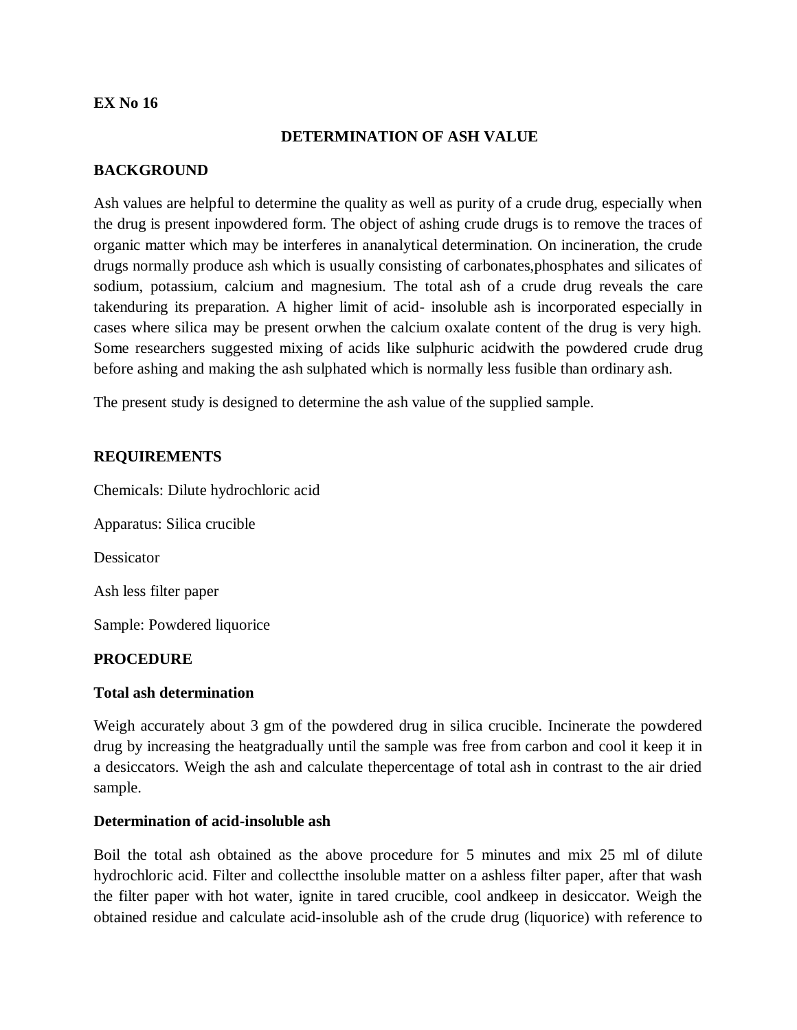**EX No 16**

## DETERMINATION OF ASH VALUE

### BACKGROUND

Ash values are helpful to determine the quality as well as purity of a crude drug, especially when the drug is present inpowdered form. The object of ashing crude drugs is to remove the traces of organic matter which may be interferes in ananalytical determination. On incineration, the crude drugs normally produce ash which is usually consisting of carbonates,phosphates and silicates of sodium, potassium, calcium and magnesium. The total ash of a crude drug reveals the care takenduring its preparation. A higher limit of acid- insoluble ash is incorporated especially in cases where silica may be present orwhen the calcium oxalate content of the drug is very high. Some researchers suggested mixing of acids like sulphuric acidwith the powdered crude drug before ashing and making the ash sulphated which is normally less fusible than ordinary ash.

The present study is designed to determine the ash value of the supplied sample.

### REQUIREMENTS

Chemicals: Dilute hydrochloric acid

Apparatus: Silica crucible

Dessicator

Ash less filter paper

Sample: Powdered liquorice

### PROCEDURE

**Total ash determination**

Weigh accurately about 3 gm of the powdered drug in silica crucible. Incinerate the powdered drug by increasing the heatgradually until the sample was free from carbon and cool it keep it in a desiccators. Weigh the ash and calculate thepercentage of total ash in contrast to the air dried sample.

**Determination of acid-insoluble ash**

Boil the total ash obtained as the above procedure for 5 minutes and mix 25 ml of dilute hydrochloric acid. Filter and collectthe insoluble matter on a ashless filter paper, after that wash the filter paper with hot water, ignite in tared crucible, cool andkeep in desiccator. Weigh the obtained residue and calculate acid-insoluble ash of the crude drug (liquorice) with reference to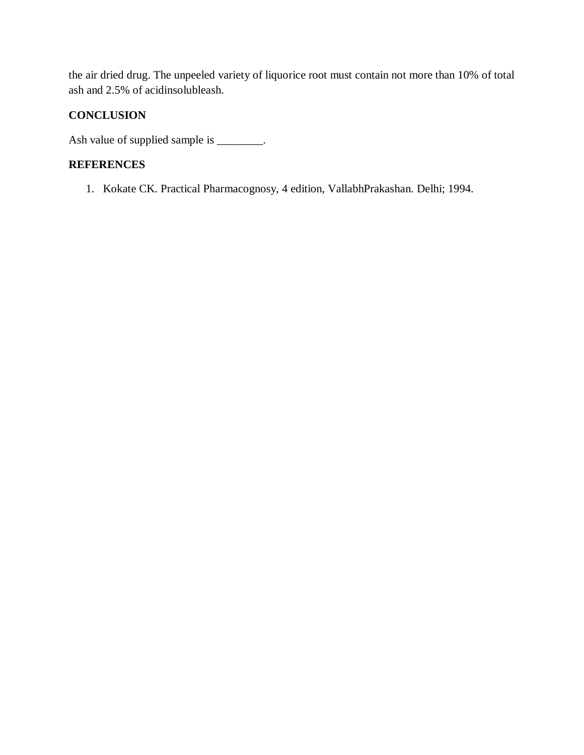the air dried drug. The unpeeled variety of liquorice root must contain not more than 10% of total ash and 2.5% of acidinsolubleash.

## CONCLUSION

Ash value of supplied sample is ________.

## REFERENCES

1. Kokate CK. Practical Pharmacognosy, 4 edition, VallabhPrakashan. Delhi; 1994.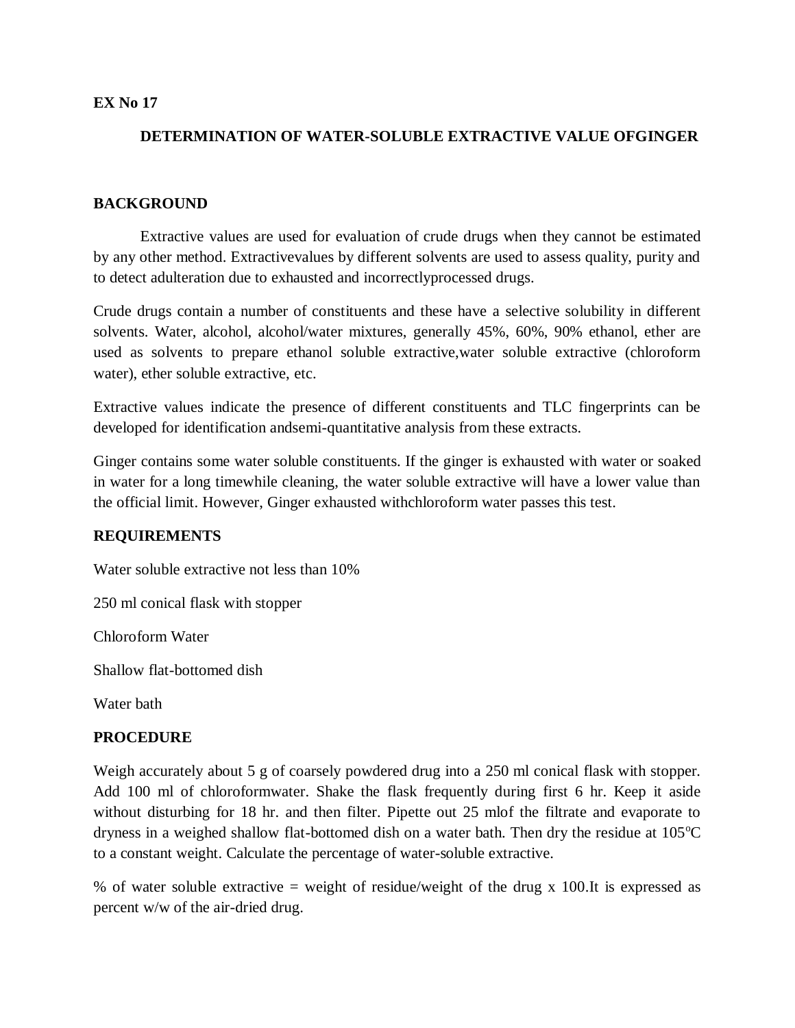**EX No 17**

## DETERMINATION OF WATER-SOLUBLE EXTRACTIVE VALUE OFGINGER

### BACKGROUND

Extractive values are used for evaluation of crude drugs when they cannot be estimated by any other method. Extractivevalues by different solvents are used to assess quality, purity and to detect adulteration due to exhausted and incorrectlyprocessed drugs.

Crude drugs contain a number of constituents and these have a selective solubility in different solvents. Water, alcohol, alcohol/water mixtures, generally 45%, 60%, 90% ethanol, ether are used as solvents to prepare ethanol soluble extractive,water soluble extractive (chloroform water), ether soluble extractive, etc.

Extractive values indicate the presence of different constituents and TLC fingerprints can be developed for identification andsemi-quantitative analysis from these extracts.

Ginger contains some water soluble constituents. If the ginger is exhausted with water or soaked in water for a long timewhile cleaning, the water soluble extractive will have a lower value than the official limit. However, Ginger exhausted withchloroform water passes this test.

### REQUIREMENTS

Water soluble extractive not less than 10%

250 ml conical flask with stopper

Chloroform Water

Shallow flat-bottomed dish

Water bath

### PROCEDURE

Weigh accurately about 5 g of coarsely powdered drug into a 250 ml conical flask with stopper. Add 100 ml of chloroformwater. Shake the flask frequently during first 6 hr. Keep it aside without disturbing for 18 hr. and then filter. Pipette out 25 mlof the filtrate and evaporate to dryness in a weighed shallow flat-bottomed dish on a water bath. Then dry the residue at 105$^{o}$C to a constant weight. Calculate the percentage of water-soluble extractive.

% of water soluble extractive = weight of residue/weight of the drug x 100.It is expressed as percent w/w of the air-dried drug.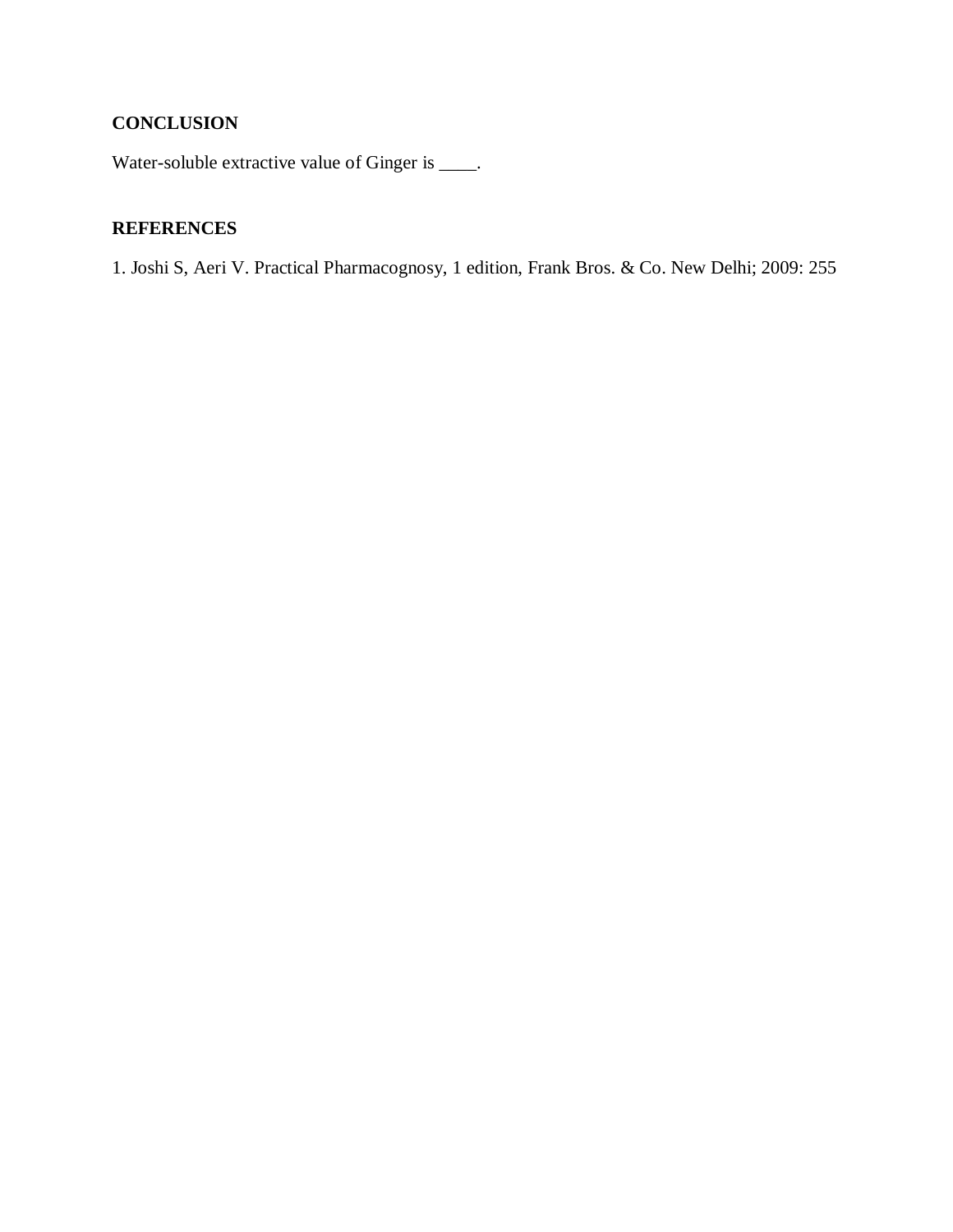## CONCLUSION

Water-soluble extractive value of Ginger is ____.

## REFERENCES

1. Joshi S, Aeri V. Practical Pharmacognosy, 1 edition, Frank Bros. & Co. New Delhi; 2009: 255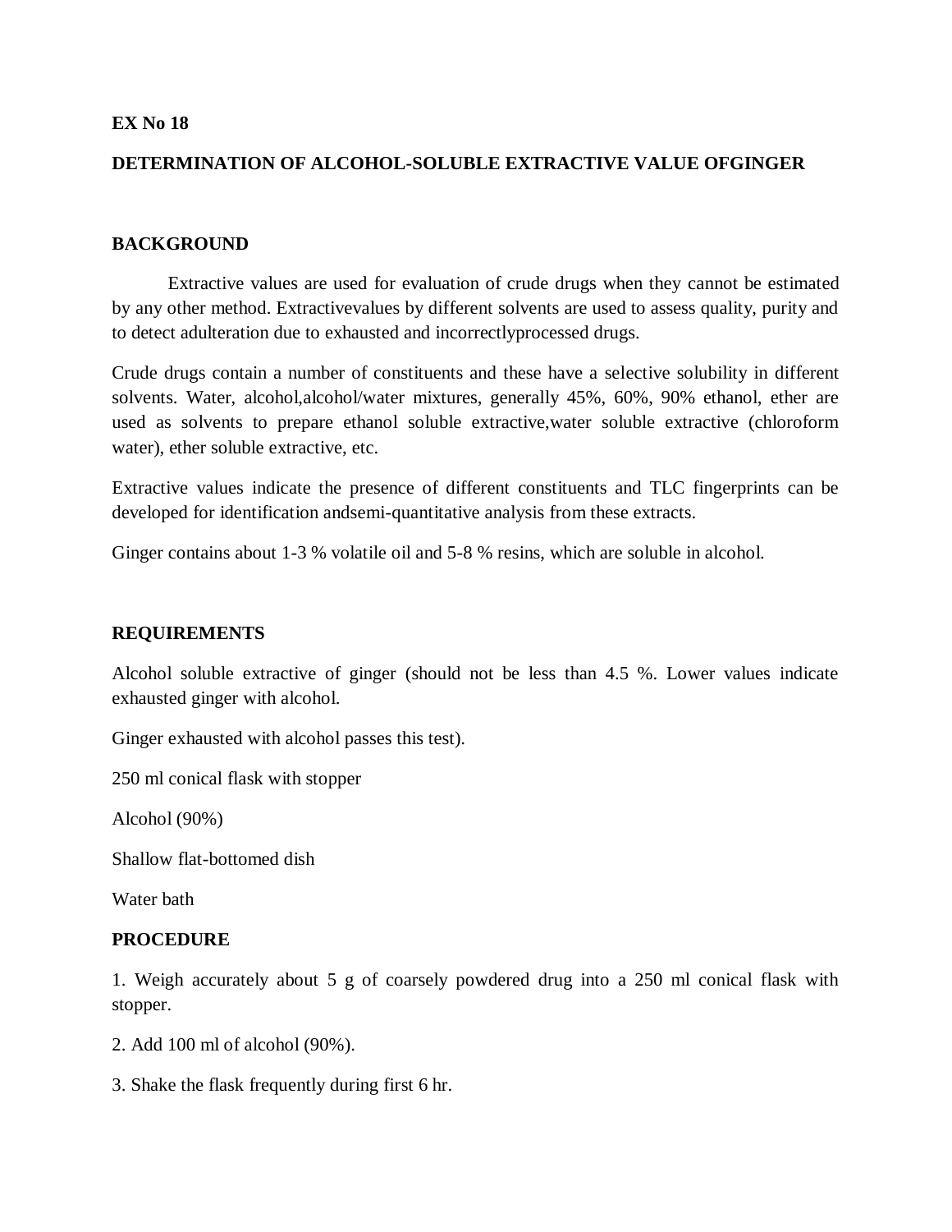**EX No 18**

**DETERMINATION OF ALCOHOL-SOLUBLE EXTRACTIVE VALUE OFGINGER**

**BACKGROUND**

Extractive values are used for evaluation of crude drugs when they cannot be estimated by any other method. Extractivevalues by different solvents are used to assess quality, purity and to detect adulteration due to exhausted and incorrectlyprocessed drugs.

Crude drugs contain a number of constituents and these have a selective solubility in different solvents. Water, alcohol,alcohol/water mixtures, generally 45%, 60%, 90% ethanol, ether are used as solvents to prepare ethanol soluble extractive,water soluble extractive (chloroform water), ether soluble extractive, etc.

Extractive values indicate the presence of different constituents and TLC fingerprints can be developed for identification andsemi-quantitative analysis from these extracts.

Ginger contains about 1-3 % volatile oil and 5-8 % resins, which are soluble in alcohol.

**REQUIREMENTS**

Alcohol soluble extractive of ginger (should not be less than 4.5 %. Lower values indicate exhausted ginger with alcohol.

Ginger exhausted with alcohol passes this test).

250 ml conical flask with stopper

Alcohol (90%)

Shallow flat-bottomed dish

Water bath

**PROCEDURE**

1. Weigh accurately about 5 g of coarsely powdered drug into a 250 ml conical flask with stopper.

2. Add 100 ml of alcohol (90%).

3. Shake the flask frequently during first 6 hr.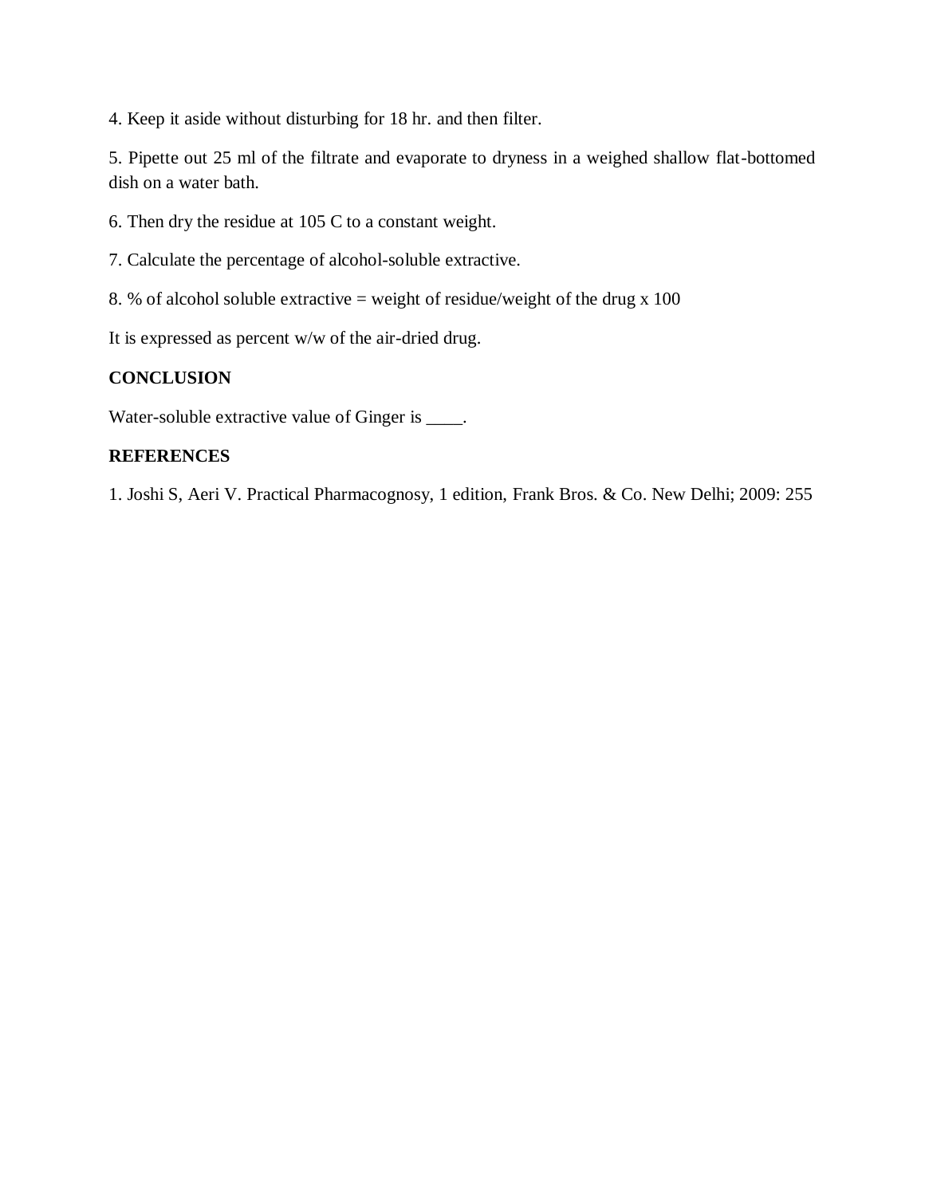4. Keep it aside without disturbing for 18 hr. and then filter.

5. Pipette out 25 ml of the filtrate and evaporate to dryness in a weighed shallow flat-bottomed dish on a water bath.

6. Then dry the residue at 105 C to a constant weight.

7. Calculate the percentage of alcohol-soluble extractive.

8. % of alcohol soluble extractive = weight of residue/weight of the drug x 100

It is expressed as percent w/w of the air-dried drug.

**CONCLUSION**

Water-soluble extractive value of Ginger is ____.

**REFERENCES**

1. Joshi S, Aeri V. Practical Pharmacognosy, 1 edition, Frank Bros. & Co. New Delhi; 2009: 255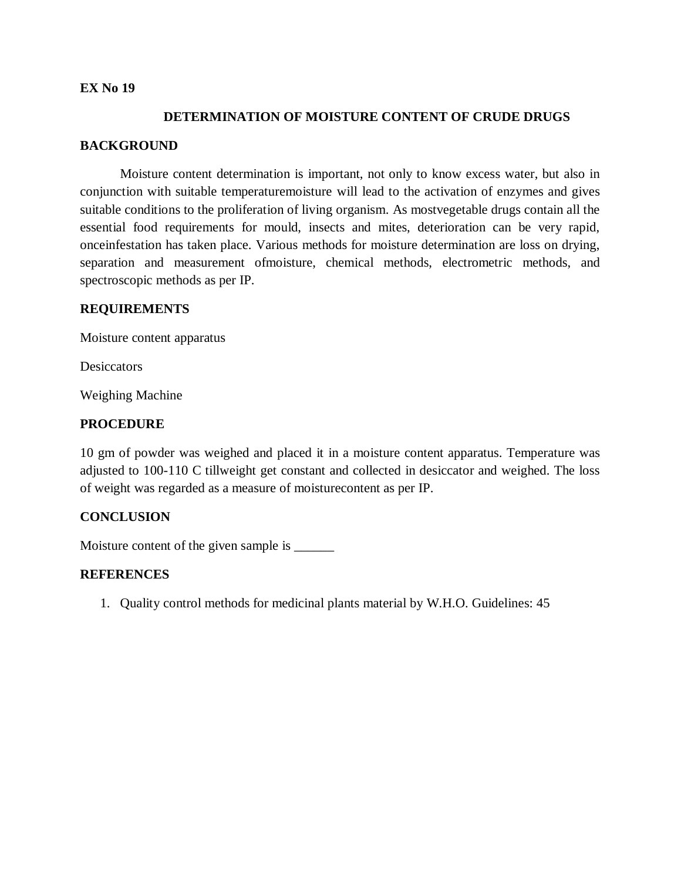**EX No 19**

## DETERMINATION OF MOISTURE CONTENT OF CRUDE DRUGS

**BACKGROUND**

Moisture content determination is important, not only to know excess water, but also in conjunction with suitable temperaturemoisture will lead to the activation of enzymes and gives suitable conditions to the proliferation of living organism. As mostvegetable drugs contain all the essential food requirements for mould, insects and mites, deterioration can be very rapid, onceinfestation has taken place. Various methods for moisture determination are loss on drying, separation and measurement ofmoisture, chemical methods, electrometric methods, and spectroscopic methods as per IP.

**REQUIREMENTS**

Moisture content apparatus

Desiccators

Weighing Machine

**PROCEDURE**

10 gm of powder was weighed and placed it in a moisture content apparatus. Temperature was adjusted to 100-110 C tillweight get constant and collected in desiccator and weighed. The loss of weight was regarded as a measure of moisturecontent as per IP.

**CONCLUSION**

Moisture content of the given sample is ______

**REFERENCES**

1. Quality control methods for medicinal plants material by W.H.O. Guidelines: 45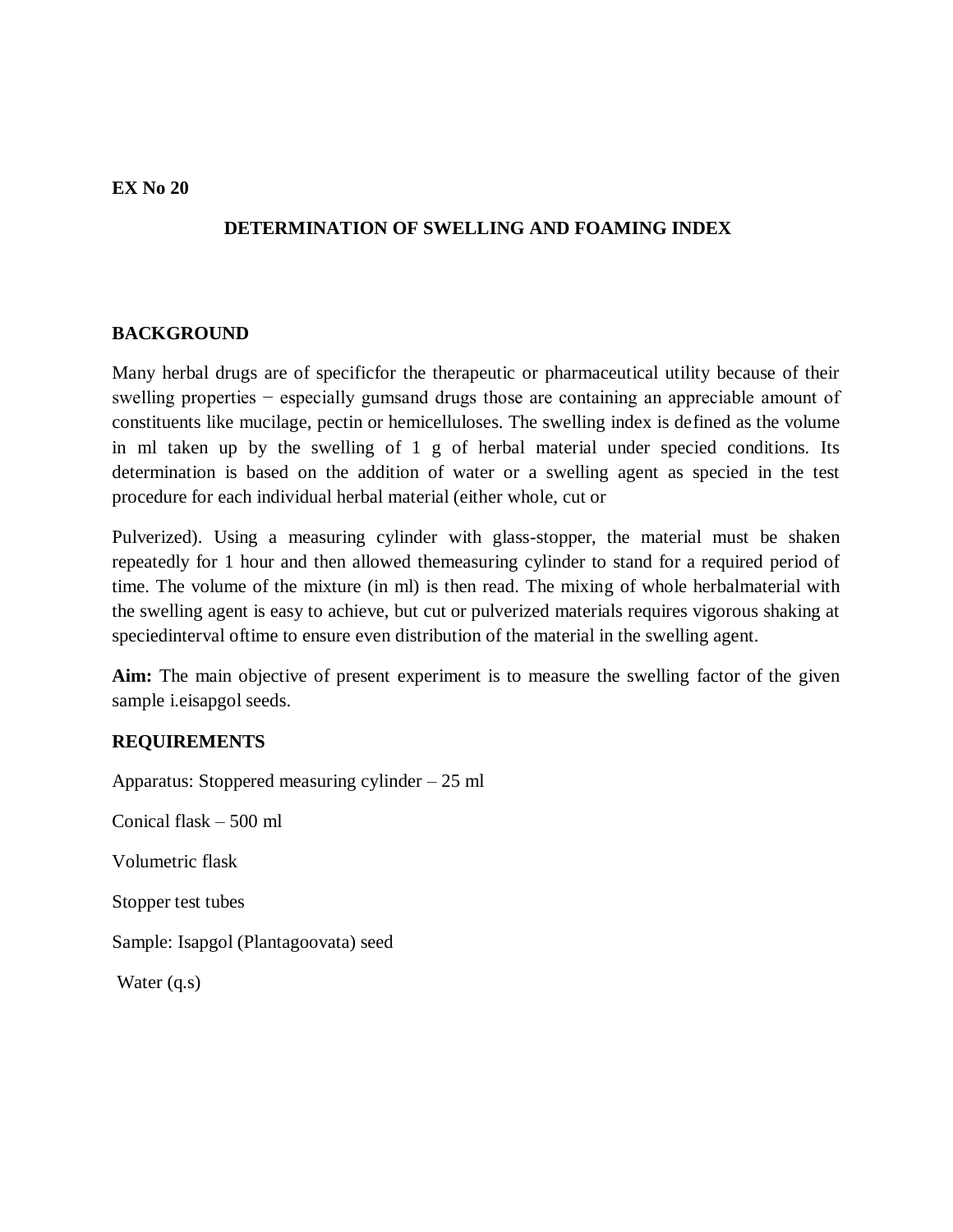**EX No 20**

## DETERMINATION OF SWELLING AND FOAMING INDEX

### BACKGROUND

Many herbal drugs are of specificfor the therapeutic or pharmaceutical utility because of their swelling properties − especially gumsand drugs those are containing an appreciable amount of constituents like mucilage, pectin or hemicelluloses. The swelling index is defined as the volume in ml taken up by the swelling of 1 g of herbal material under specied conditions. Its determination is based on the addition of water or a swelling agent as specied in the test procedure for each individual herbal material (either whole, cut or

Pulverized). Using a measuring cylinder with glass-stopper, the material must be shaken repeatedly for 1 hour and then allowed themeasuring cylinder to stand for a required period of time. The volume of the mixture (in ml) is then read. The mixing of whole herbalmaterial with the swelling agent is easy to achieve, but cut or pulverized materials requires vigorous shaking at speciedinterval oftime to ensure even distribution of the material in the swelling agent.

**Aim:** The main objective of present experiment is to measure the swelling factor of the given sample i.eisapgol seeds.

### REQUIREMENTS

Apparatus: Stoppered measuring cylinder – 25 ml

Conical flask – 500 ml

Volumetric flask

Stopper test tubes

Sample: Isapgol (Plantagoovata) seed

Water (q.s)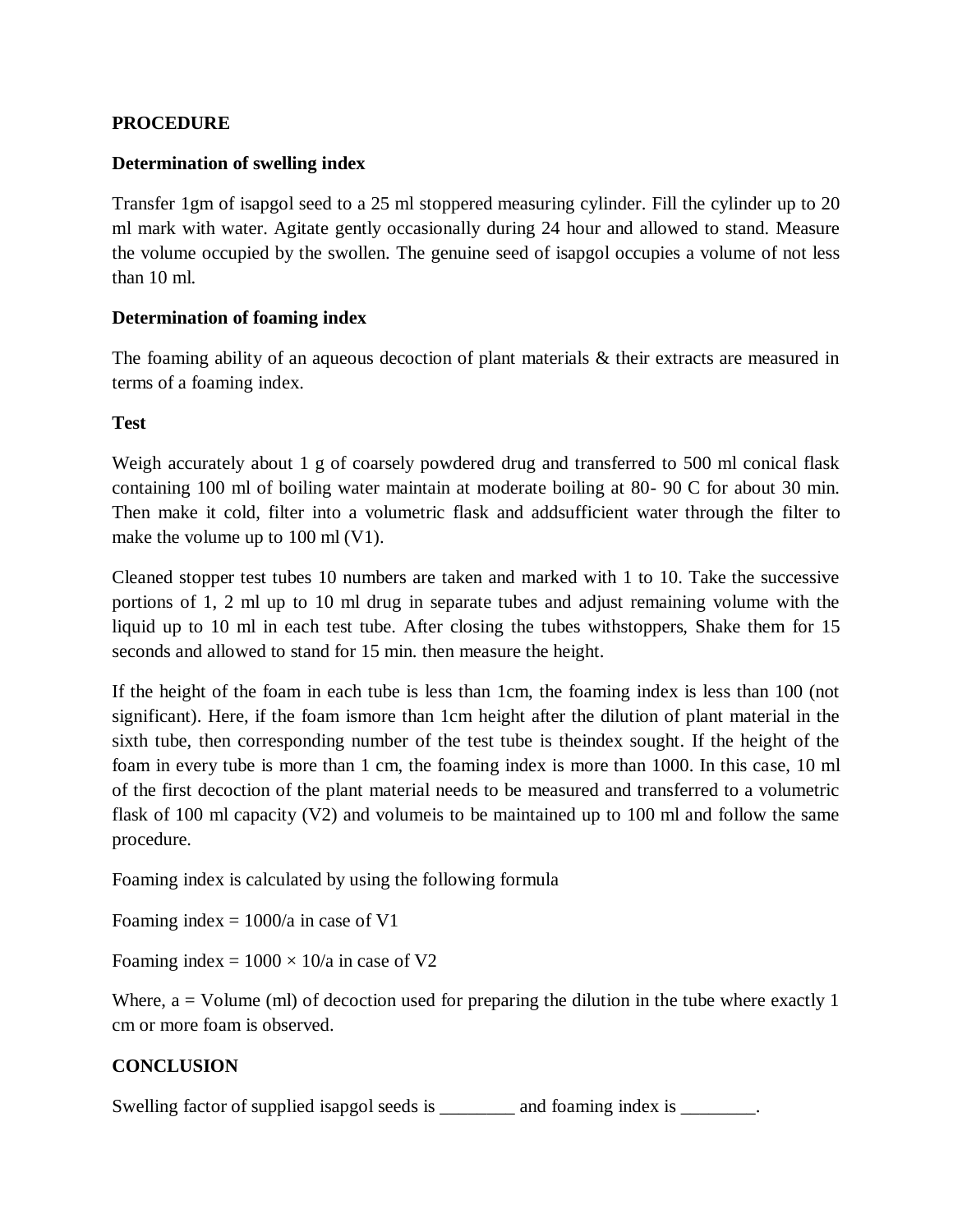**PROCEDURE**

**Determination of swelling index**

Transfer 1gm of isapgol seed to a 25 ml stoppered measuring cylinder. Fill the cylinder up to 20 ml mark with water. Agitate gently occasionally during 24 hour and allowed to stand. Measure the volume occupied by the swollen. The genuine seed of isapgol occupies a volume of not less than 10 ml.

**Determination of foaming index**

The foaming ability of an aqueous decoction of plant materials & their extracts are measured in terms of a foaming index.

**Test**

Weigh accurately about 1 g of coarsely powdered drug and transferred to 500 ml conical flask containing 100 ml of boiling water maintain at moderate boiling at 80- 90 C for about 30 min. Then make it cold, filter into a volumetric flask and addsufficient water through the filter to make the volume up to 100 ml (V1).

Cleaned stopper test tubes 10 numbers are taken and marked with 1 to 10. Take the successive portions of 1, 2 ml up to 10 ml drug in separate tubes and adjust remaining volume with the liquid up to 10 ml in each test tube. After closing the tubes withstoppers, Shake them for 15 seconds and allowed to stand for 15 min. then measure the height.

If the height of the foam in each tube is less than 1cm, the foaming index is less than 100 (not significant). Here, if the foam ismore than 1cm height after the dilution of plant material in the sixth tube, then corresponding number of the test tube is theindex sought. If the height of the foam in every tube is more than 1 cm, the foaming index is more than 1000. In this case, 10 ml of the first decoction of the plant material needs to be measured and transferred to a volumetric flask of 100 ml capacity (V2) and volumeis to be maintained up to 100 ml and follow the same procedure.

Foaming index is calculated by using the following formula

Foaming index = $1000/a$ in case of V1

Foaming index = $1000 \times 10/a$ in case of V2

Where, a = Volume (ml) of decoction used for preparing the dilution in the tube where exactly 1 cm or more foam is observed.

**CONCLUSION**

Swelling factor of supplied isapgol seeds is ________ and foaming index is ________.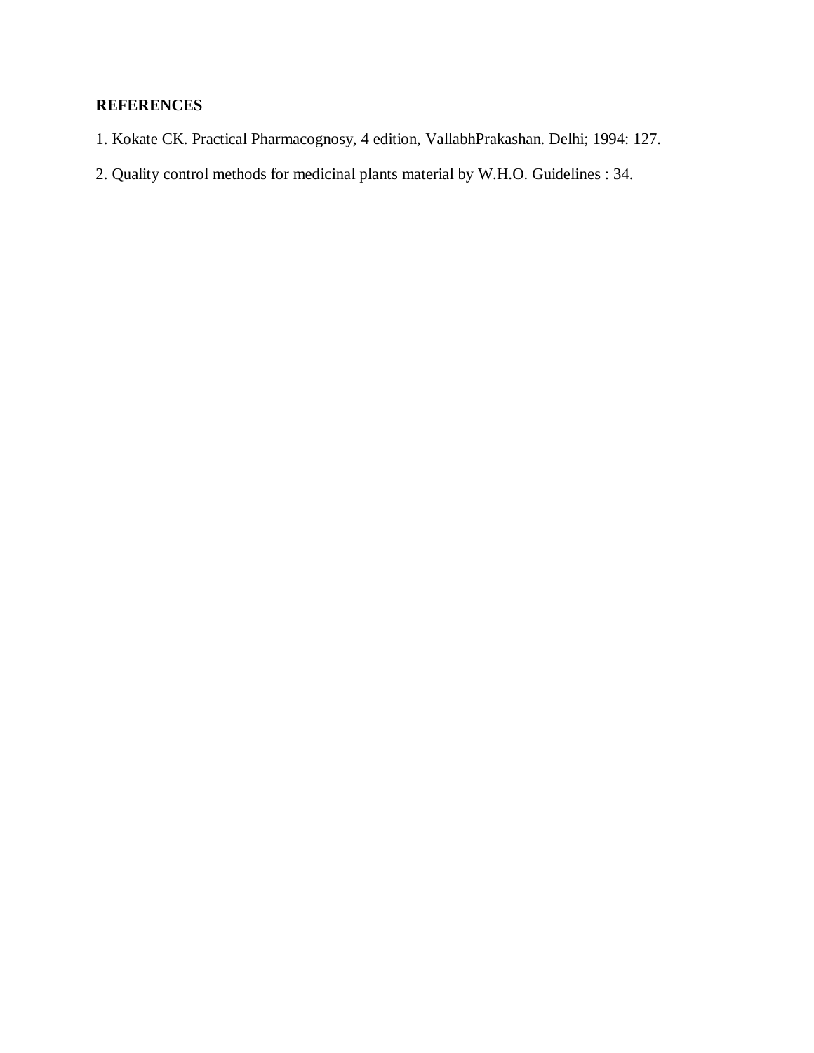**REFERENCES**

1. Kokate CK. Practical Pharmacognosy, 4 edition, VallabhPrakashan. Delhi; 1994: 127.

2. Quality control methods for medicinal plants material by W.H.O. Guidelines : 34.